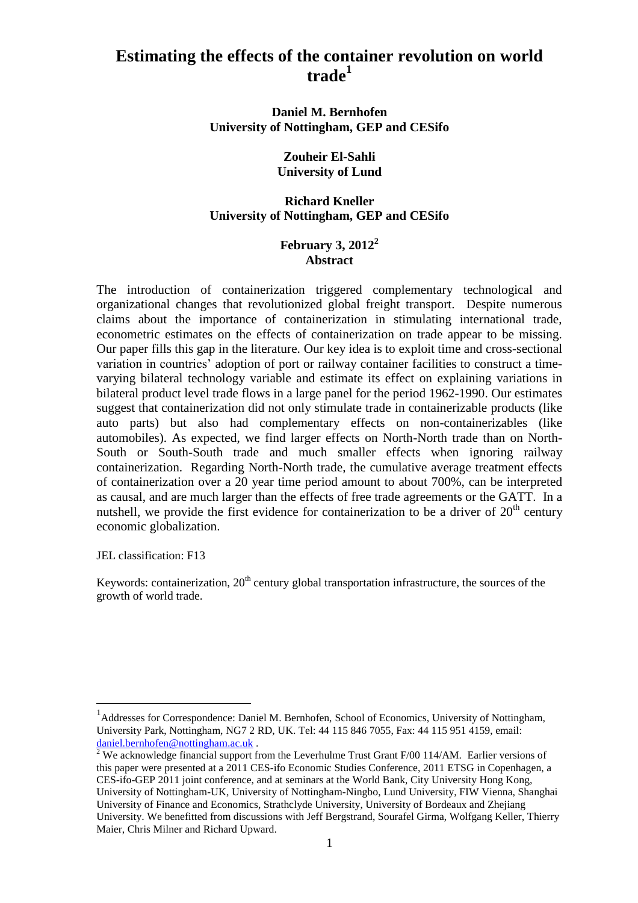# Estimating the effects of the container revolution on world trade[1]

**Daniel M. Bernhofen**
**University of Nottingham, GEP and CESifo**

**Zouheir El-Sahli**
**University of Lund**

**Richard Kneller**
**University of Nottingham, GEP and CESifo**

**February 3, 2012[2]**

**Abstract**

The introduction of containerization triggered complementary technological and organizational changes that revolutionized global freight transport. Despite numerous claims about the importance of containerization in stimulating international trade, econometric estimates on the effects of containerization on trade appear to be missing. Our paper fills this gap in the literature. Our key idea is to exploit time and cross-sectional variation in countries' adoption of port or railway container facilities to construct a time-varying bilateral technology variable and estimate its effect on explaining variations in bilateral product level trade flows in a large panel for the period 1962-1990. Our estimates suggest that containerization did not only stimulate trade in containerizable products (like auto parts) but also had complementary effects on non-containerizables (like automobiles). As expected, we find larger effects on North-North trade than on North-South or South-South trade and much smaller effects when ignoring railway containerization. Regarding North-North trade, the cumulative average treatment effects of containerization over a 20 year time period amount to about 700%, can be interpreted as causal, and are much larger than the effects of free trade agreements or the GATT. In a nutshell, we provide the first evidence for containerization to be a driver of 20th century economic globalization.

JEL classification: F13

Keywords: containerization, 20th century global transportation infrastructure, the sources of the growth of world trade.

---

[1] Addresses for Correspondence: Daniel M. Bernhofen, School of Economics, University of Nottingham, University Park, Nottingham, NG7 2 RD, UK. Tel: 44 115 846 7055, Fax: 44 115 951 4159, email: daniel.bernhofen@nottingham.ac.uk .

[2] We acknowledge financial support from the Leverhulme Trust Grant F/00 114/AM. Earlier versions of this paper were presented at a 2011 CES-ifo Economic Studies Conference, 2011 ETSG in Copenhagen, a CES-ifo-GEP 2011 joint conference, and at seminars at the World Bank, City University Hong Kong, University of Nottingham-UK, University of Nottingham-Ningbo, Lund University, FIW Vienna, Shanghai University of Finance and Economics, Strathclyde University, University of Bordeaux and Zhejiang University. We benefitted from discussions with Jeff Bergstrand, Sourafel Girma, Wolfgang Keller, Thierry Maier, Chris Milner and Richard Upward.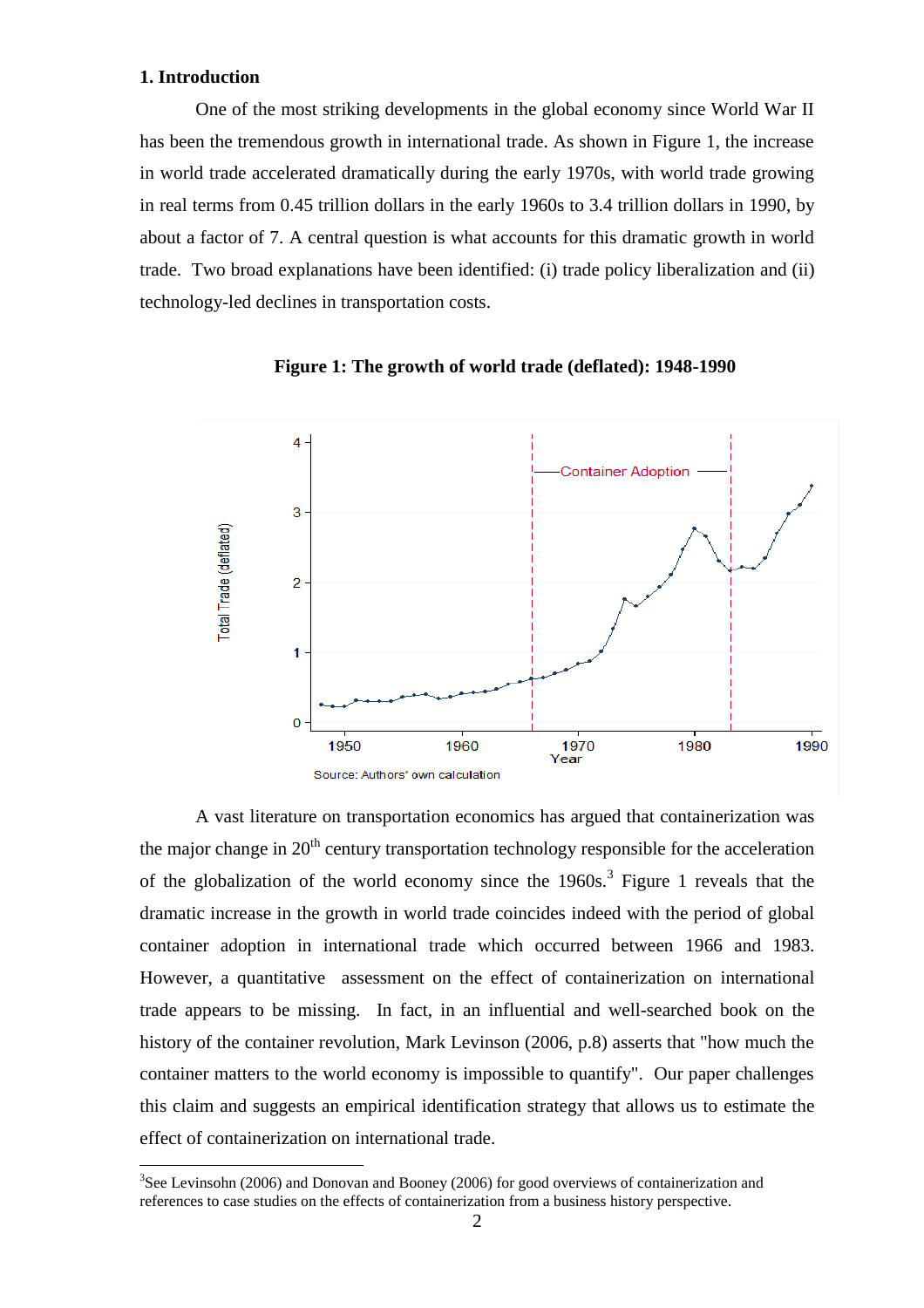## 1. Introduction

One of the most striking developments in the global economy since World War II has been the tremendous growth in international trade. As shown in Figure 1, the increase in world trade accelerated dramatically during the early 1970s, with world trade growing in real terms from 0.45 trillion dollars in the early 1960s to 3.4 trillion dollars in 1990, by about a factor of 7. A central question is what accounts for this dramatic growth in world trade. Two broad explanations have been identified: (i) trade policy liberalization and (ii) technology-led declines in transportation costs.

**Figure 1: The growth of world trade (deflated): 1948-1990**

Source: Authors' own calculation

A vast literature on transportation economics has argued that containerization was the major change in 20th century transportation technology responsible for the acceleration of the globalization of the world economy since the 1960s.[3] Figure 1 reveals that the dramatic increase in the growth in world trade coincides indeed with the period of global container adoption in international trade which occurred between 1966 and 1983. However, a quantitative assessment on the effect of containerization on international trade appears to be missing. In fact, in an influential and well-searched book on the history of the container revolution, Mark Levinson (2006, p.8) asserts that "how much the container matters to the world economy is impossible to quantify". Our paper challenges this claim and suggests an empirical identification strategy that allows us to estimate the effect of containerization on international trade.

[3] See Levinsohn (2006) and Donovan and Booney (2006) for good overviews of containerization and references to case studies on the effects of containerization from a business history perspective.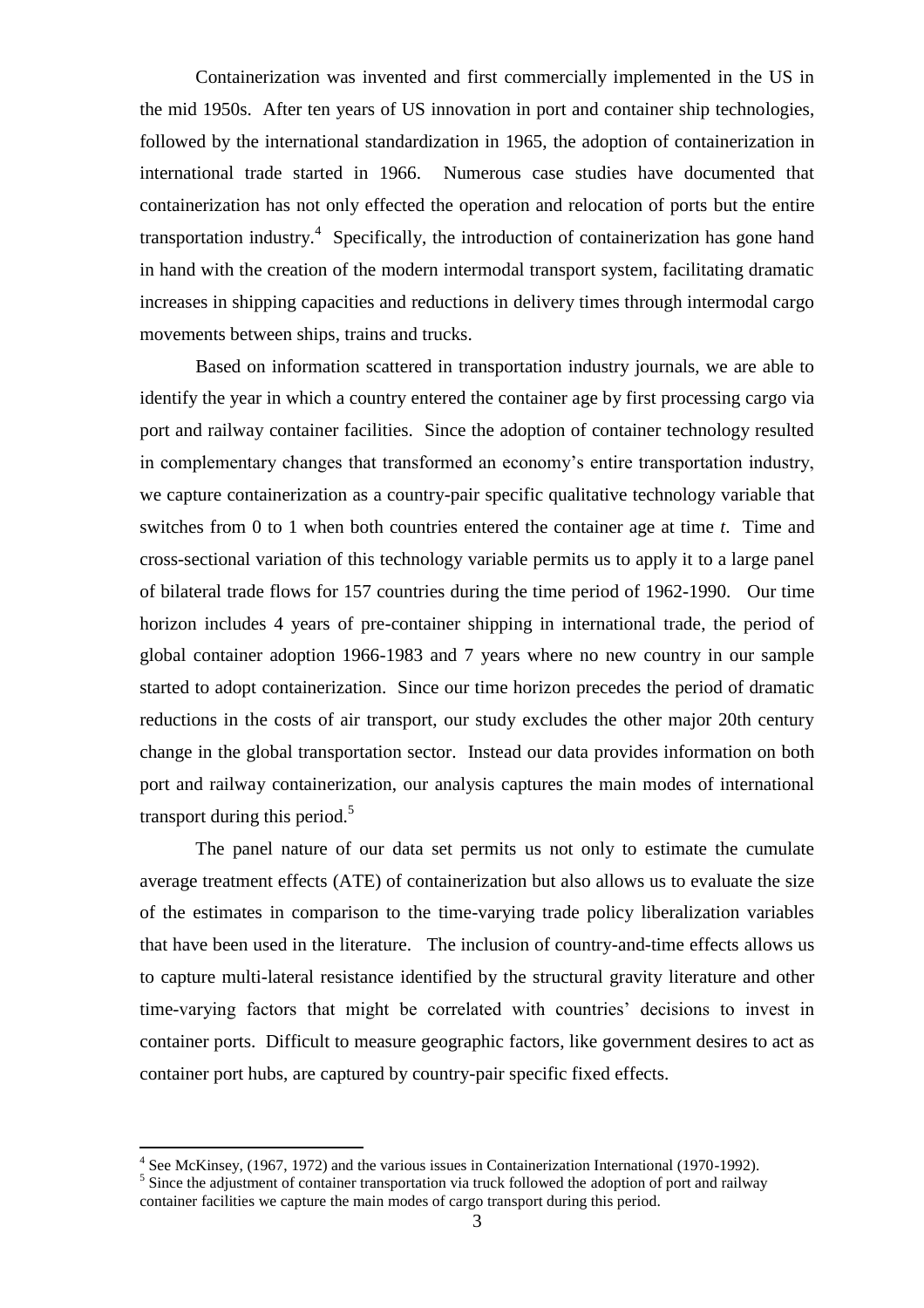Containerization was invented and first commercially implemented in the US in the mid 1950s. After ten years of US innovation in port and container ship technologies, followed by the international standardization in 1965, the adoption of containerization in international trade started in 1966. Numerous case studies have documented that containerization has not only effected the operation and relocation of ports but the entire transportation industry.[4] Specifically, the introduction of containerization has gone hand in hand with the creation of the modern intermodal transport system, facilitating dramatic increases in shipping capacities and reductions in delivery times through intermodal cargo movements between ships, trains and trucks.

Based on information scattered in transportation industry journals, we are able to identify the year in which a country entered the container age by first processing cargo via port and railway container facilities. Since the adoption of container technology resulted in complementary changes that transformed an economy's entire transportation industry, we capture containerization as a country-pair specific qualitative technology variable that switches from 0 to 1 when both countries entered the container age at time *t*. Time and cross-sectional variation of this technology variable permits us to apply it to a large panel of bilateral trade flows for 157 countries during the time period of 1962-1990. Our time horizon includes 4 years of pre-container shipping in international trade, the period of global container adoption 1966-1983 and 7 years where no new country in our sample started to adopt containerization. Since our time horizon precedes the period of dramatic reductions in the costs of air transport, our study excludes the other major 20th century change in the global transportation sector. Instead our data provides information on both port and railway containerization, our analysis captures the main modes of international transport during this period.[5]

The panel nature of our data set permits us not only to estimate the cumulate average treatment effects (ATE) of containerization but also allows us to evaluate the size of the estimates in comparison to the time-varying trade policy liberalization variables that have been used in the literature. The inclusion of country-and-time effects allows us to capture multi-lateral resistance identified by the structural gravity literature and other time-varying factors that might be correlated with countries' decisions to invest in container ports. Difficult to measure geographic factors, like government desires to act as container port hubs, are captured by country-pair specific fixed effects.

[4] See McKinsey, (1967, 1972) and the various issues in Containerization International (1970-1992).

[5] Since the adjustment of container transportation via truck followed the adoption of port and railway container facilities we capture the main modes of cargo transport during this period.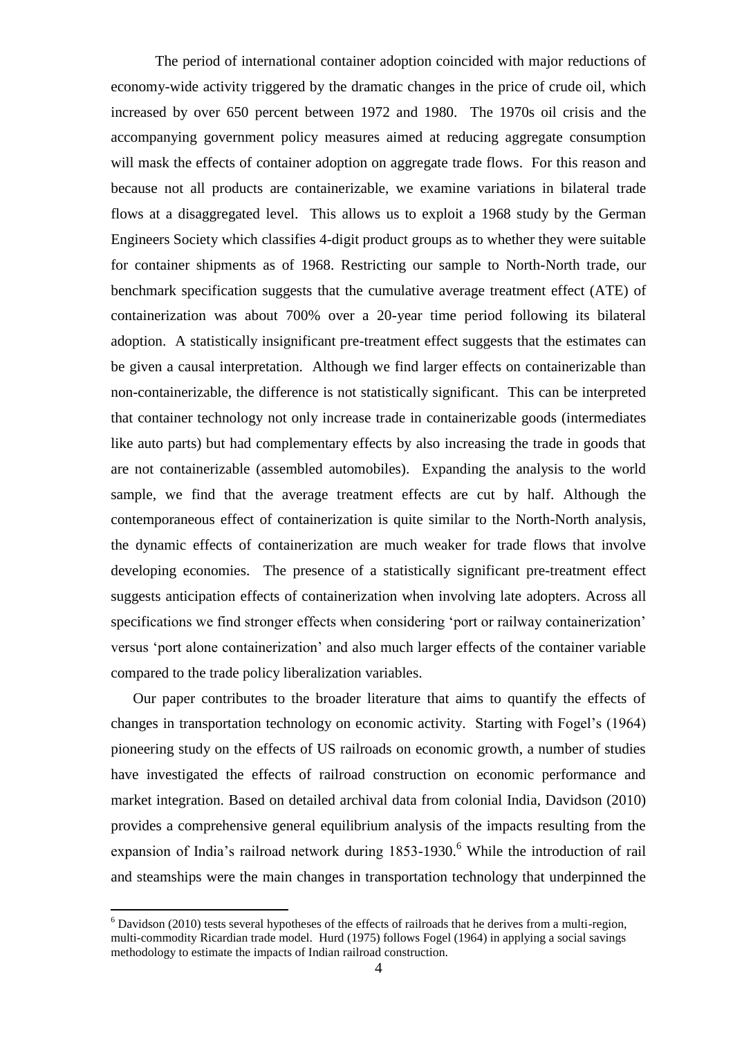The period of international container adoption coincided with major reductions of economy-wide activity triggered by the dramatic changes in the price of crude oil, which increased by over 650 percent between 1972 and 1980. The 1970s oil crisis and the accompanying government policy measures aimed at reducing aggregate consumption will mask the effects of container adoption on aggregate trade flows. For this reason and because not all products are containerizable, we examine variations in bilateral trade flows at a disaggregated level. This allows us to exploit a 1968 study by the German Engineers Society which classifies 4-digit product groups as to whether they were suitable for container shipments as of 1968. Restricting our sample to North-North trade, our benchmark specification suggests that the cumulative average treatment effect (ATE) of containerization was about 700% over a 20-year time period following its bilateral adoption. A statistically insignificant pre-treatment effect suggests that the estimates can be given a causal interpretation. Although we find larger effects on containerizable than non-containerizable, the difference is not statistically significant. This can be interpreted that container technology not only increase trade in containerizable goods (intermediates like auto parts) but had complementary effects by also increasing the trade in goods that are not containerizable (assembled automobiles). Expanding the analysis to the world sample, we find that the average treatment effects are cut by half. Although the contemporaneous effect of containerization is quite similar to the North-North analysis, the dynamic effects of containerization are much weaker for trade flows that involve developing economies. The presence of a statistically significant pre-treatment effect suggests anticipation effects of containerization when involving late adopters. Across all specifications we find stronger effects when considering 'port or railway containerization' versus 'port alone containerization' and also much larger effects of the container variable compared to the trade policy liberalization variables.

Our paper contributes to the broader literature that aims to quantify the effects of changes in transportation technology on economic activity. Starting with Fogel's (1964) pioneering study on the effects of US railroads on economic growth, a number of studies have investigated the effects of railroad construction on economic performance and market integration. Based on detailed archival data from colonial India, Davidson (2010) provides a comprehensive general equilibrium analysis of the impacts resulting from the expansion of India's railroad network during 1853-1930.[6] While the introduction of rail and steamships were the main changes in transportation technology that underpinned the

[6] Davidson (2010) tests several hypotheses of the effects of railroads that he derives from a multi-region, multi-commodity Ricardian trade model. Hurd (1975) follows Fogel (1964) in applying a social savings methodology to estimate the impacts of Indian railroad construction.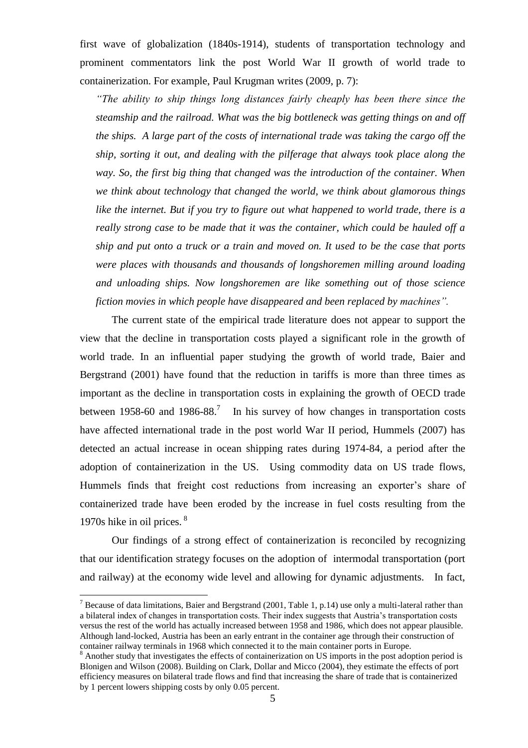first wave of globalization (1840s-1914), students of transportation technology and prominent commentators link the post World War II growth of world trade to containerization. For example, Paul Krugman writes (2009, p. 7):

*"The ability to ship things long distances fairly cheaply has been there since the steamship and the railroad. What was the big bottleneck was getting things on and off the ships. A large part of the costs of international trade was taking the cargo off the ship, sorting it out, and dealing with the pilferage that always took place along the way. So, the first big thing that changed was the introduction of the container. When we think about technology that changed the world, we think about glamorous things like the internet. But if you try to figure out what happened to world trade, there is a really strong case to be made that it was the container, which could be hauled off a ship and put onto a truck or a train and moved on. It used to be the case that ports were places with thousands and thousands of longshoremen milling around loading and unloading ships. Now longshoremen are like something out of those science fiction movies in which people have disappeared and been replaced by machines".*

The current state of the empirical trade literature does not appear to support the view that the decline in transportation costs played a significant role in the growth of world trade. In an influential paper studying the growth of world trade, Baier and Bergstrand (2001) have found that the reduction in tariffs is more than three times as important as the decline in transportation costs in explaining the growth of OECD trade between 1958-60 and 1986-88.[7] In his survey of how changes in transportation costs have affected international trade in the post world War II period, Hummels (2007) has detected an actual increase in ocean shipping rates during 1974-84, a period after the adoption of containerization in the US. Using commodity data on US trade flows, Hummels finds that freight cost reductions from increasing an exporter's share of containerized trade have been eroded by the increase in fuel costs resulting from the 1970s hike in oil prices. [8]

Our findings of a strong effect of containerization is reconciled by recognizing that our identification strategy focuses on the adoption of intermodal transportation (port and railway) at the economy wide level and allowing for dynamic adjustments. In fact,

---

[7] Because of data limitations, Baier and Bergstrand (2001, Table 1, p.14) use only a multi-lateral rather than a bilateral index of changes in transportation costs. Their index suggests that Austria's transportation costs versus the rest of the world has actually increased between 1958 and 1986, which does not appear plausible. Although land-locked, Austria has been an early entrant in the container age through their construction of container railway terminals in 1968 which connected it to the main container ports in Europe.

[8] Another study that investigates the effects of containerization on US imports in the post adoption period is Blonigen and Wilson (2008). Building on Clark, Dollar and Micco (2004), they estimate the effects of port efficiency measures on bilateral trade flows and find that increasing the share of trade that is containerized by 1 percent lowers shipping costs by only 0.05 percent.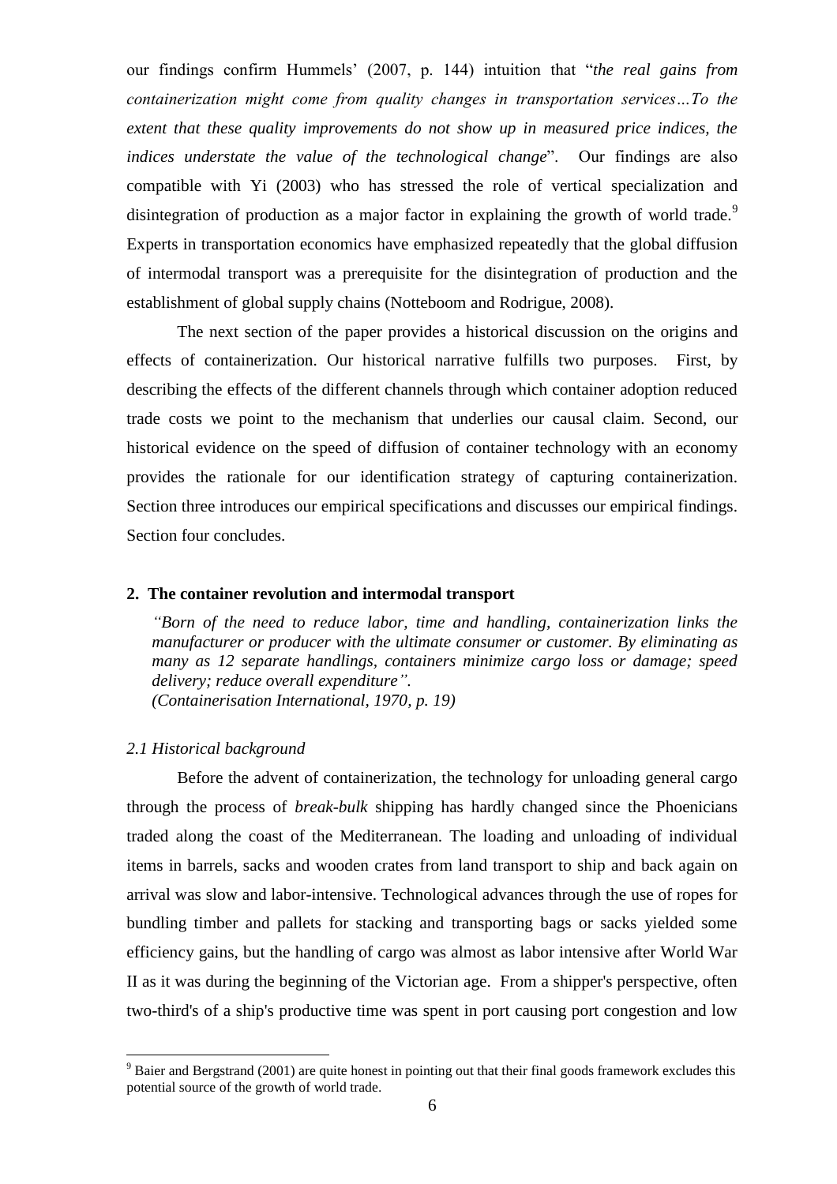our findings confirm Hummels' (2007, p. 144) intuition that "*the real gains from containerization might come from quality changes in transportation services…To the extent that these quality improvements do not show up in measured price indices, the indices understate the value of the technological change*". Our findings are also compatible with Yi (2003) who has stressed the role of vertical specialization and disintegration of production as a major factor in explaining the growth of world trade.[9] Experts in transportation economics have emphasized repeatedly that the global diffusion of intermodal transport was a prerequisite for the disintegration of production and the establishment of global supply chains (Notteboom and Rodrigue, 2008).

The next section of the paper provides a historical discussion on the origins and effects of containerization. Our historical narrative fulfills two purposes. First, by describing the effects of the different channels through which container adoption reduced trade costs we point to the mechanism that underlies our causal claim. Second, our historical evidence on the speed of diffusion of container technology with an economy provides the rationale for our identification strategy of capturing containerization. Section three introduces our empirical specifications and discusses our empirical findings. Section four concludes.

## 2. The container revolution and intermodal transport

> *"Born of the need to reduce labor, time and handling, containerization links the manufacturer or producer with the ultimate consumer or customer. By eliminating as many as 12 separate handlings, containers minimize cargo loss or damage; speed delivery; reduce overall expenditure".*
> *(Containerisation International, 1970, p. 19)*

### *2.1 Historical background*

Before the advent of containerization, the technology for unloading general cargo through the process of *break-bulk* shipping has hardly changed since the Phoenicians traded along the coast of the Mediterranean. The loading and unloading of individual items in barrels, sacks and wooden crates from land transport to ship and back again on arrival was slow and labor-intensive. Technological advances through the use of ropes for bundling timber and pallets for stacking and transporting bags or sacks yielded some efficiency gains, but the handling of cargo was almost as labor intensive after World War II as it was during the beginning of the Victorian age. From a shipper's perspective, often two-third's of a ship's productive time was spent in port causing port congestion and low

[9] Baier and Bergstrand (2001) are quite honest in pointing out that their final goods framework excludes this potential source of the growth of world trade.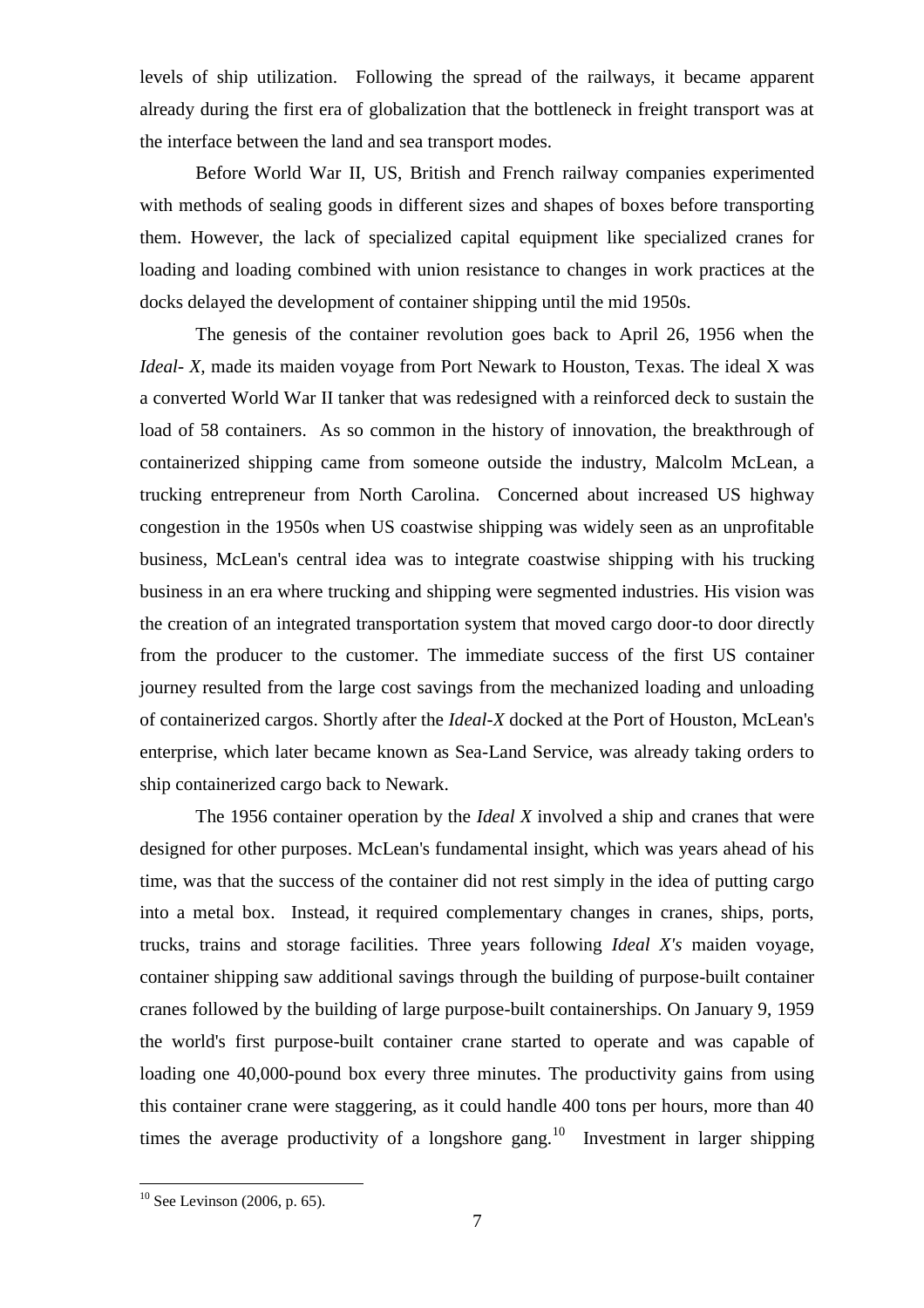levels of ship utilization. Following the spread of the railways, it became apparent already during the first era of globalization that the bottleneck in freight transport was at the interface between the land and sea transport modes.

Before World War II, US, British and French railway companies experimented with methods of sealing goods in different sizes and shapes of boxes before transporting them. However, the lack of specialized capital equipment like specialized cranes for loading and loading combined with union resistance to changes in work practices at the docks delayed the development of container shipping until the mid 1950s.

The genesis of the container revolution goes back to April 26, 1956 when the *Ideal- X,* made its maiden voyage from Port Newark to Houston, Texas. The ideal X was a converted World War II tanker that was redesigned with a reinforced deck to sustain the load of 58 containers. As so common in the history of innovation, the breakthrough of containerized shipping came from someone outside the industry, Malcolm McLean, a trucking entrepreneur from North Carolina. Concerned about increased US highway congestion in the 1950s when US coastwise shipping was widely seen as an unprofitable business, McLean's central idea was to integrate coastwise shipping with his trucking business in an era where trucking and shipping were segmented industries. His vision was the creation of an integrated transportation system that moved cargo door-to door directly from the producer to the customer. The immediate success of the first US container journey resulted from the large cost savings from the mechanized loading and unloading of containerized cargos. Shortly after the *Ideal-X* docked at the Port of Houston, McLean's enterprise, which later became known as Sea-Land Service, was already taking orders to ship containerized cargo back to Newark.

The 1956 container operation by the *Ideal X* involved a ship and cranes that were designed for other purposes. McLean's fundamental insight, which was years ahead of his time, was that the success of the container did not rest simply in the idea of putting cargo into a metal box. Instead, it required complementary changes in cranes, ships, ports, trucks, trains and storage facilities. Three years following *Ideal X's* maiden voyage, container shipping saw additional savings through the building of purpose-built container cranes followed by the building of large purpose-built containerships. On January 9, 1959 the world's first purpose-built container crane started to operate and was capable of loading one 40,000-pound box every three minutes. The productivity gains from using this container crane were staggering, as it could handle 400 tons per hours, more than 40 times the average productivity of a longshore gang.[10] Investment in larger shipping

[10] See Levinson (2006, p. 65).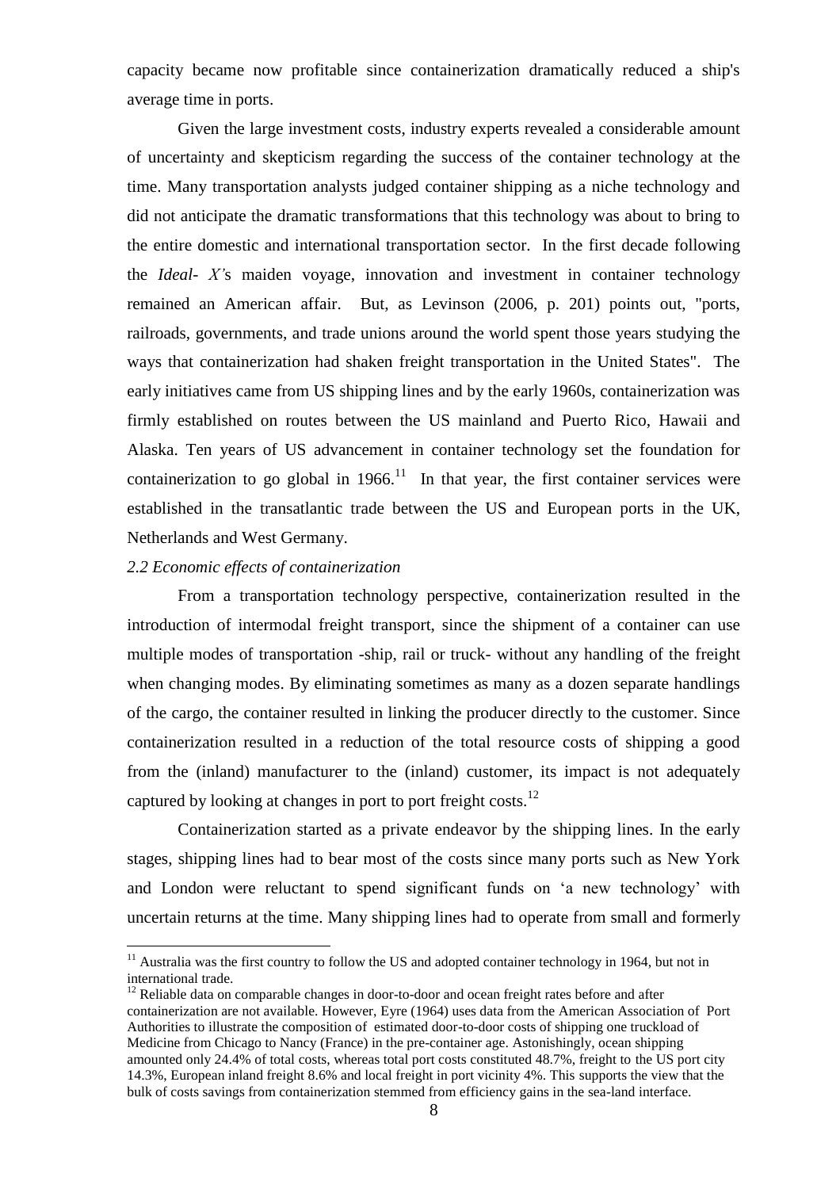capacity became now profitable since containerization dramatically reduced a ship's average time in ports.

Given the large investment costs, industry experts revealed a considerable amount of uncertainty and skepticism regarding the success of the container technology at the time. Many transportation analysts judged container shipping as a niche technology and did not anticipate the dramatic transformations that this technology was about to bring to the entire domestic and international transportation sector. In the first decade following the *Ideal- X'*s maiden voyage, innovation and investment in container technology remained an American affair. But, as Levinson (2006, p. 201) points out, "ports, railroads, governments, and trade unions around the world spent those years studying the ways that containerization had shaken freight transportation in the United States". The early initiatives came from US shipping lines and by the early 1960s, containerization was firmly established on routes between the US mainland and Puerto Rico, Hawaii and Alaska. Ten years of US advancement in container technology set the foundation for containerization to go global in 1966.[11] In that year, the first container services were established in the transatlantic trade between the US and European ports in the UK, Netherlands and West Germany.

*2.2 Economic effects of containerization*

From a transportation technology perspective, containerization resulted in the introduction of intermodal freight transport, since the shipment of a container can use multiple modes of transportation -ship, rail or truck- without any handling of the freight when changing modes. By eliminating sometimes as many as a dozen separate handlings of the cargo, the container resulted in linking the producer directly to the customer. Since containerization resulted in a reduction of the total resource costs of shipping a good from the (inland) manufacturer to the (inland) customer, its impact is not adequately captured by looking at changes in port to port freight costs.[12]

Containerization started as a private endeavor by the shipping lines. In the early stages, shipping lines had to bear most of the costs since many ports such as New York and London were reluctant to spend significant funds on 'a new technology' with uncertain returns at the time. Many shipping lines had to operate from small and formerly

---

[11] Australia was the first country to follow the US and adopted container technology in 1964, but not in international trade.

[12] Reliable data on comparable changes in door-to-door and ocean freight rates before and after containerization are not available. However, Eyre (1964) uses data from the American Association of Port Authorities to illustrate the composition of estimated door-to-door costs of shipping one truckload of Medicine from Chicago to Nancy (France) in the pre-container age. Astonishingly, ocean shipping amounted only 24.4% of total costs, whereas total port costs constituted 48.7%, freight to the US port city 14.3%, European inland freight 8.6% and local freight in port vicinity 4%. This supports the view that the bulk of costs savings from containerization stemmed from efficiency gains in the sea-land interface.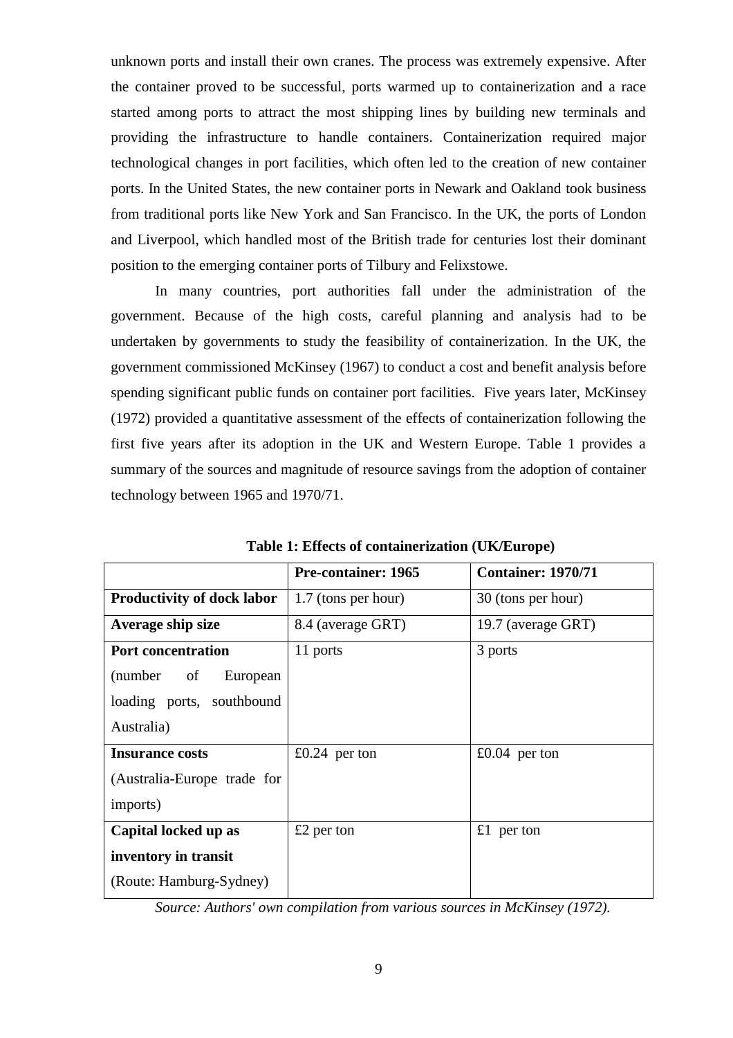unknown ports and install their own cranes. The process was extremely expensive. After the container proved to be successful, ports warmed up to containerization and a race started among ports to attract the most shipping lines by building new terminals and providing the infrastructure to handle containers. Containerization required major technological changes in port facilities, which often led to the creation of new container ports. In the United States, the new container ports in Newark and Oakland took business from traditional ports like New York and San Francisco. In the UK, the ports of London and Liverpool, which handled most of the British trade for centuries lost their dominant position to the emerging container ports of Tilbury and Felixstowe.

In many countries, port authorities fall under the administration of the government. Because of the high costs, careful planning and analysis had to be undertaken by governments to study the feasibility of containerization. In the UK, the government commissioned McKinsey (1967) to conduct a cost and benefit analysis before spending significant public funds on container port facilities. Five years later, McKinsey (1972) provided a quantitative assessment of the effects of containerization following the first five years after its adoption in the UK and Western Europe. Table 1 provides a summary of the sources and magnitude of resource savings from the adoption of container technology between 1965 and 1970/71.

**Table 1: Effects of containerization (UK/Europe)**

| | **Pre-container: 1965** | **Container: 1970/71** |
|---|---|---|
| **Productivity of dock labor** | 1.7 (tons per hour) | 30 (tons per hour) |
| **Average ship size** | 8.4 (average GRT) | 19.7 (average GRT) |
| **Port concentration** (number of European loading ports, southbound Australia) | 11 ports | 3 ports |
| **Insurance costs** (Australia-Europe trade for imports) | £0.24 per ton | £0.04 per ton |
| **Capital locked up as inventory in transit** (Route: Hamburg-Sydney) | £2 per ton | £1 per ton |

*Source: Authors' own compilation from various sources in McKinsey (1972).*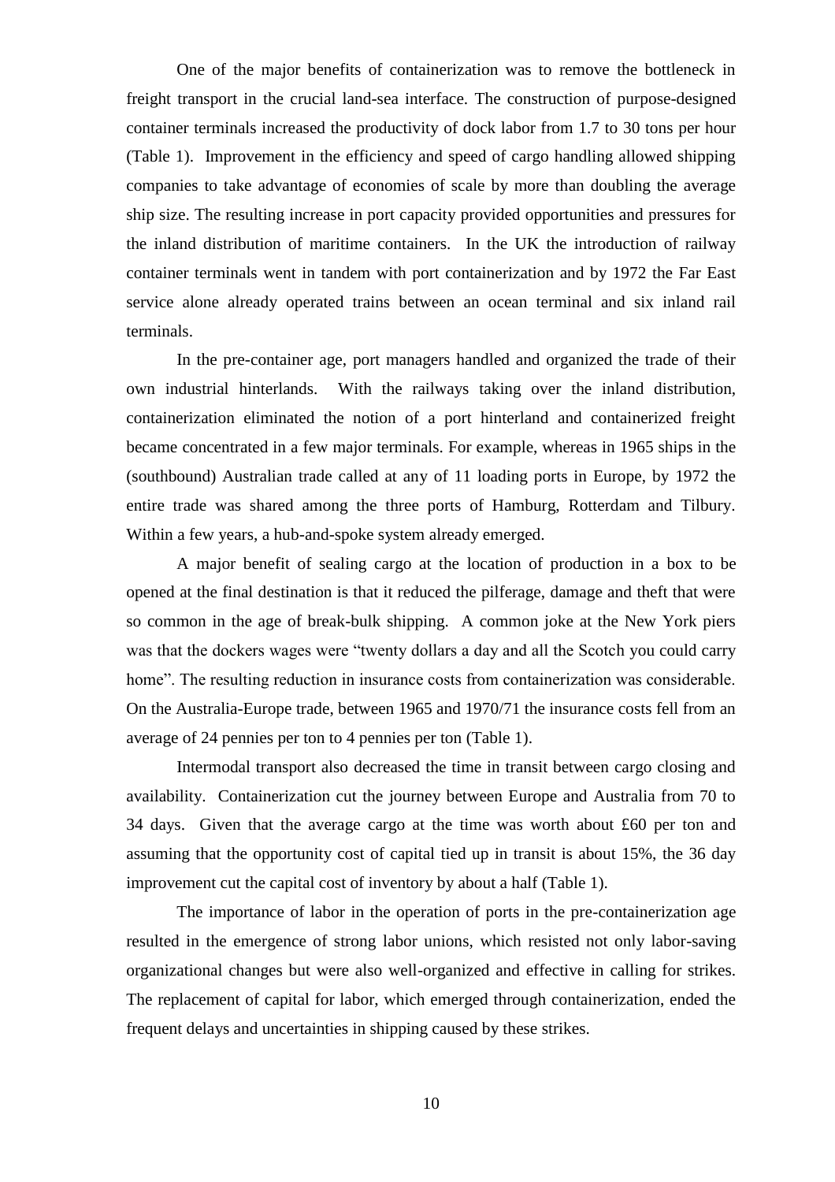One of the major benefits of containerization was to remove the bottleneck in freight transport in the crucial land-sea interface. The construction of purpose-designed container terminals increased the productivity of dock labor from 1.7 to 30 tons per hour (Table 1). Improvement in the efficiency and speed of cargo handling allowed shipping companies to take advantage of economies of scale by more than doubling the average ship size. The resulting increase in port capacity provided opportunities and pressures for the inland distribution of maritime containers. In the UK the introduction of railway container terminals went in tandem with port containerization and by 1972 the Far East service alone already operated trains between an ocean terminal and six inland rail terminals.

In the pre-container age, port managers handled and organized the trade of their own industrial hinterlands. With the railways taking over the inland distribution, containerization eliminated the notion of a port hinterland and containerized freight became concentrated in a few major terminals. For example, whereas in 1965 ships in the (southbound) Australian trade called at any of 11 loading ports in Europe, by 1972 the entire trade was shared among the three ports of Hamburg, Rotterdam and Tilbury. Within a few years, a hub-and-spoke system already emerged.

A major benefit of sealing cargo at the location of production in a box to be opened at the final destination is that it reduced the pilferage, damage and theft that were so common in the age of break-bulk shipping. A common joke at the New York piers was that the dockers wages were "twenty dollars a day and all the Scotch you could carry home". The resulting reduction in insurance costs from containerization was considerable. On the Australia-Europe trade, between 1965 and 1970/71 the insurance costs fell from an average of 24 pennies per ton to 4 pennies per ton (Table 1).

Intermodal transport also decreased the time in transit between cargo closing and availability. Containerization cut the journey between Europe and Australia from 70 to 34 days. Given that the average cargo at the time was worth about £60 per ton and assuming that the opportunity cost of capital tied up in transit is about 15%, the 36 day improvement cut the capital cost of inventory by about a half (Table 1).

The importance of labor in the operation of ports in the pre-containerization age resulted in the emergence of strong labor unions, which resisted not only labor-saving organizational changes but were also well-organized and effective in calling for strikes. The replacement of capital for labor, which emerged through containerization, ended the frequent delays and uncertainties in shipping caused by these strikes.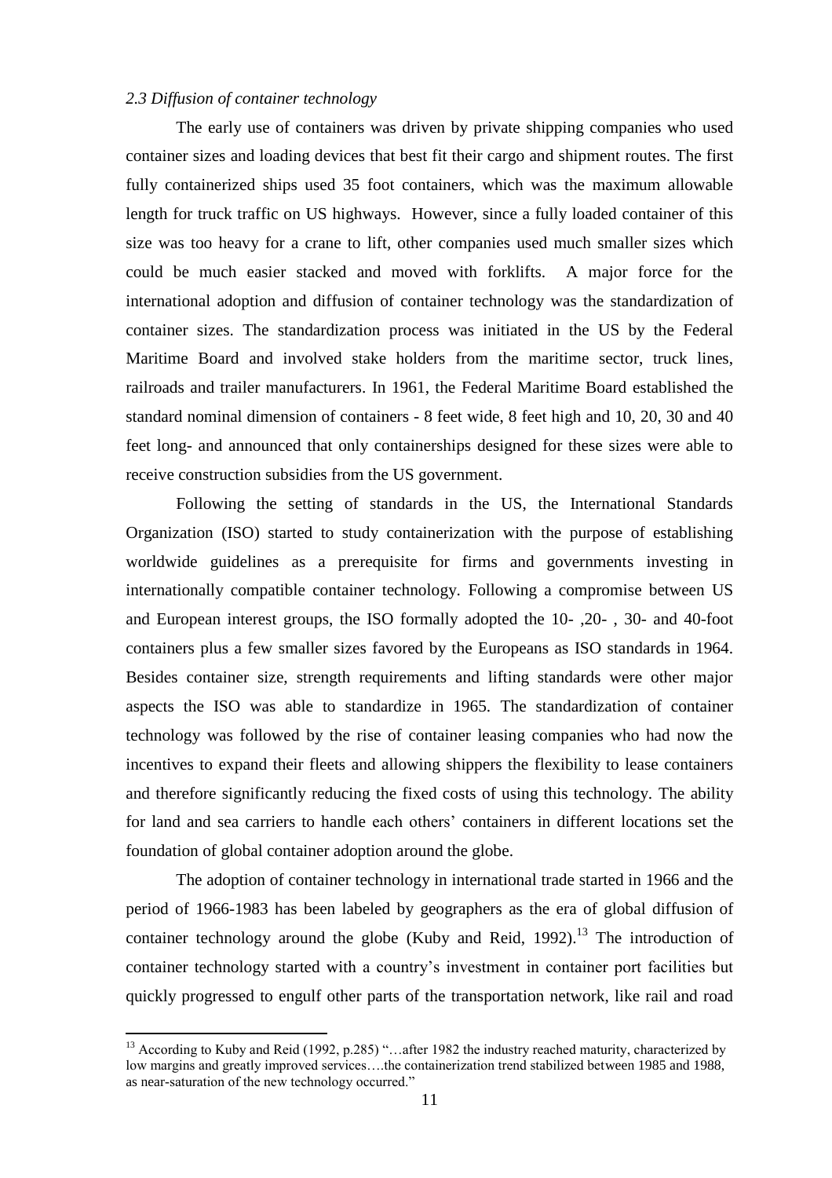### *2.3 Diffusion of container technology*

The early use of containers was driven by private shipping companies who used container sizes and loading devices that best fit their cargo and shipment routes. The first fully containerized ships used 35 foot containers, which was the maximum allowable length for truck traffic on US highways. However, since a fully loaded container of this size was too heavy for a crane to lift, other companies used much smaller sizes which could be much easier stacked and moved with forklifts. A major force for the international adoption and diffusion of container technology was the standardization of container sizes. The standardization process was initiated in the US by the Federal Maritime Board and involved stake holders from the maritime sector, truck lines, railroads and trailer manufacturers. In 1961, the Federal Maritime Board established the standard nominal dimension of containers - 8 feet wide, 8 feet high and 10, 20, 30 and 40 feet long- and announced that only containerships designed for these sizes were able to receive construction subsidies from the US government.

Following the setting of standards in the US, the International Standards Organization (ISO) started to study containerization with the purpose of establishing worldwide guidelines as a prerequisite for firms and governments investing in internationally compatible container technology. Following a compromise between US and European interest groups, the ISO formally adopted the 10- ,20- , 30- and 40-foot containers plus a few smaller sizes favored by the Europeans as ISO standards in 1964. Besides container size, strength requirements and lifting standards were other major aspects the ISO was able to standardize in 1965. The standardization of container technology was followed by the rise of container leasing companies who had now the incentives to expand their fleets and allowing shippers the flexibility to lease containers and therefore significantly reducing the fixed costs of using this technology. The ability for land and sea carriers to handle each others' containers in different locations set the foundation of global container adoption around the globe.

The adoption of container technology in international trade started in 1966 and the period of 1966-1983 has been labeled by geographers as the era of global diffusion of container technology around the globe (Kuby and Reid, 1992).[13] The introduction of container technology started with a country's investment in container port facilities but quickly progressed to engulf other parts of the transportation network, like rail and road

[13] According to Kuby and Reid (1992, p.285) "…after 1982 the industry reached maturity, characterized by low margins and greatly improved services….the containerization trend stabilized between 1985 and 1988, as near-saturation of the new technology occurred."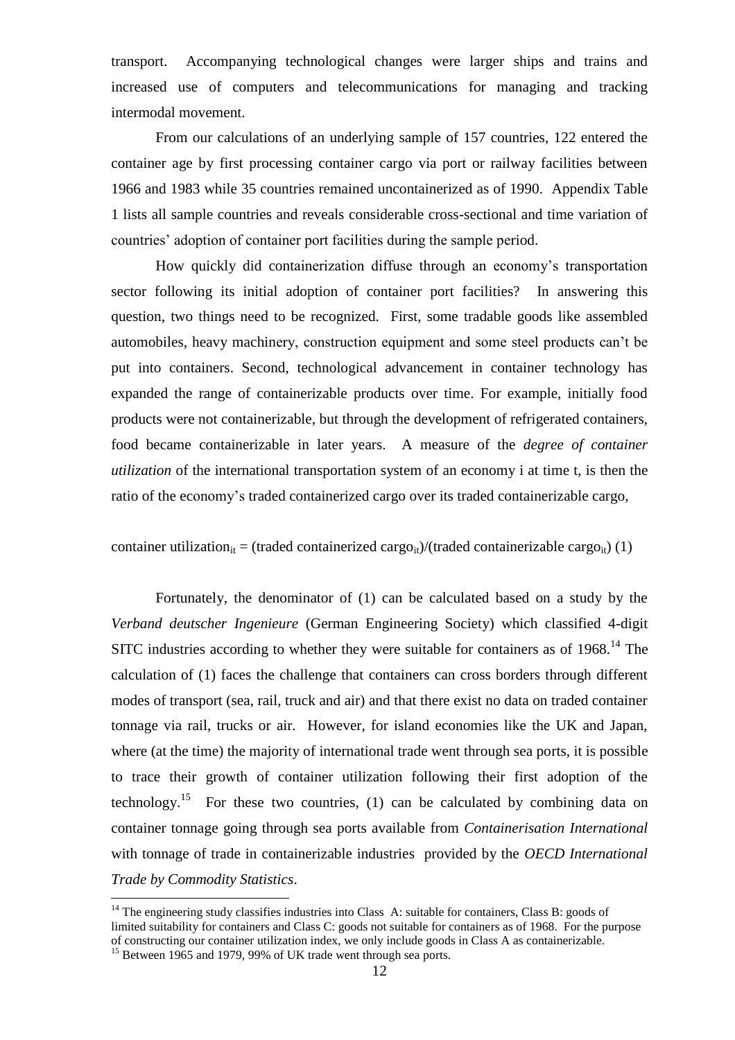transport. Accompanying technological changes were larger ships and trains and increased use of computers and telecommunications for managing and tracking intermodal movement.

From our calculations of an underlying sample of 157 countries, 122 entered the container age by first processing container cargo via port or railway facilities between 1966 and 1983 while 35 countries remained uncontainerized as of 1990. Appendix Table 1 lists all sample countries and reveals considerable cross-sectional and time variation of countries' adoption of container port facilities during the sample period.

How quickly did containerization diffuse through an economy's transportation sector following its initial adoption of container port facilities? In answering this question, two things need to be recognized. First, some tradable goods like assembled automobiles, heavy machinery, construction equipment and some steel products can't be put into containers. Second, technological advancement in container technology has expanded the range of containerizable products over time. For example, initially food products were not containerizable, but through the development of refrigerated containers, food became containerizable in later years. A measure of the *degree of container utilization* of the international transportation system of an economy i at time t, is then the ratio of the economy's traded containerized cargo over its traded containerizable cargo,

container $\text{utilization}_{it}$ = (traded containerized $\text{cargo}_{it}$)/(traded containerizable $\text{cargo}_{it}$) (1)

Fortunately, the denominator of (1) can be calculated based on a study by the *Verband deutscher Ingenieure* (German Engineering Society) which classified 4-digit SITC industries according to whether they were suitable for containers as of 1968.[14] The calculation of (1) faces the challenge that containers can cross borders through different modes of transport (sea, rail, truck and air) and that there exist no data on traded container tonnage via rail, trucks or air. However, for island economies like the UK and Japan, where (at the time) the majority of international trade went through sea ports, it is possible to trace their growth of container utilization following their first adoption of the technology.[15] For these two countries, (1) can be calculated by combining data on container tonnage going through sea ports available from *Containerisation International* with tonnage of trade in containerizable industries provided by the *OECD International Trade by Commodity Statistics*.

[14] The engineering study classifies industries into Class A: suitable for containers, Class B: goods of limited suitability for containers and Class C: goods not suitable for containers as of 1968. For the purpose of constructing our container utilization index, we only include goods in Class A as containerizable.

[15] Between 1965 and 1979, 99% of UK trade went through sea ports.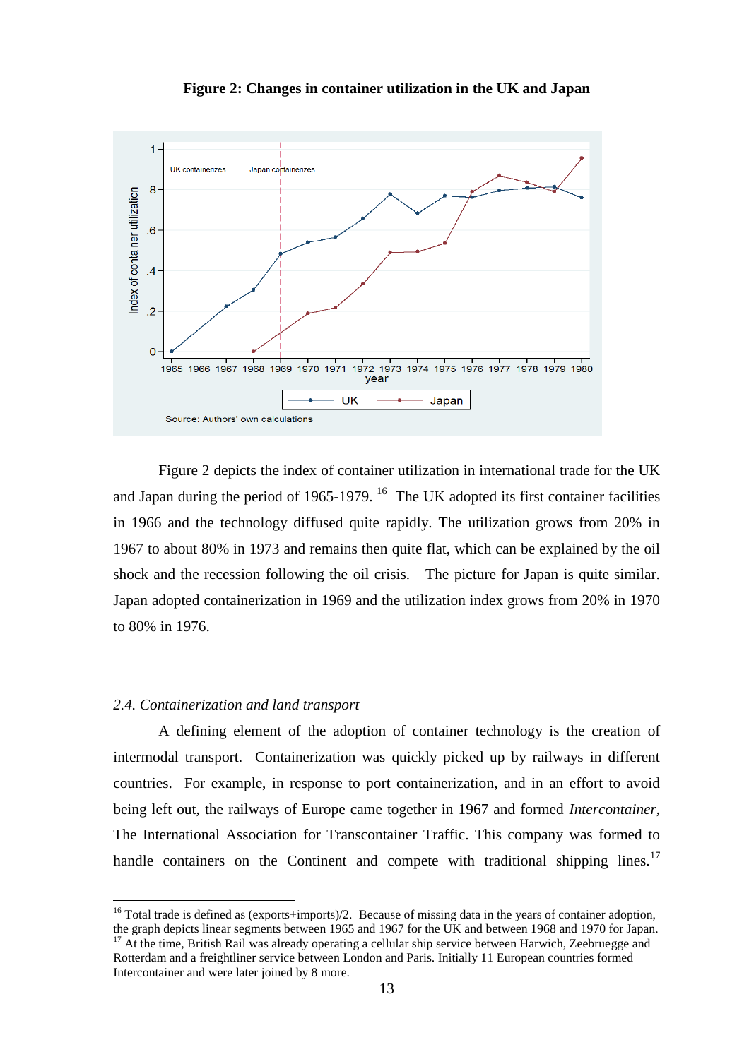**Figure 2: Changes in container utilization in the UK and Japan**

Source: Authors' own calculations

Figure 2 depicts the index of container utilization in international trade for the UK and Japan during the period of 1965-1979. [16] The UK adopted its first container facilities in 1966 and the technology diffused quite rapidly. The utilization grows from 20% in 1967 to about 80% in 1973 and remains then quite flat, which can be explained by the oil shock and the recession following the oil crisis. The picture for Japan is quite similar. Japan adopted containerization in 1969 and the utilization index grows from 20% in 1970 to 80% in 1976.

### *2.4. Containerization and land transport*

A defining element of the adoption of container technology is the creation of intermodal transport. Containerization was quickly picked up by railways in different countries. For example, in response to port containerization, and in an effort to avoid being left out, the railways of Europe came together in 1967 and formed *Intercontainer*, The International Association for Transcontainer Traffic. This company was formed to handle containers on the Continent and compete with traditional shipping lines.[17]

---

[16] Total trade is defined as (exports+imports)/2. Because of missing data in the years of container adoption, the graph depicts linear segments between 1965 and 1967 for the UK and between 1968 and 1970 for Japan.

[17] At the time, British Rail was already operating a cellular ship service between Harwich, Zeebruegge and Rotterdam and a freightliner service between London and Paris. Initially 11 European countries formed Intercontainer and were later joined by 8 more.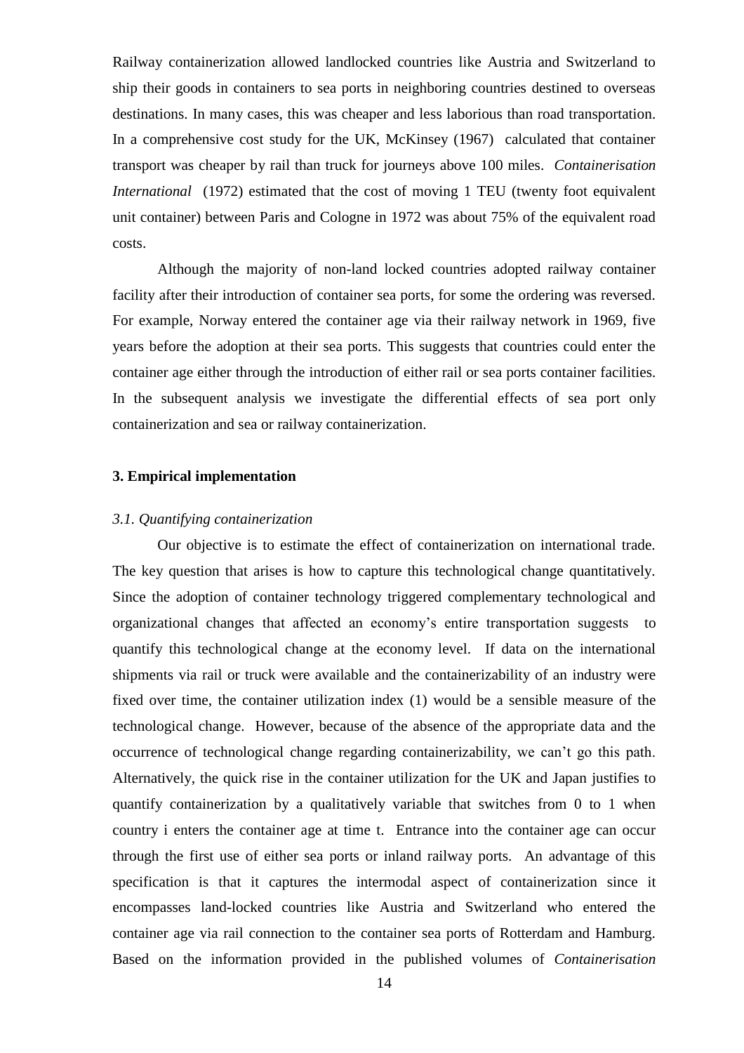Railway containerization allowed landlocked countries like Austria and Switzerland to ship their goods in containers to sea ports in neighboring countries destined to overseas destinations. In many cases, this was cheaper and less laborious than road transportation. In a comprehensive cost study for the UK, McKinsey (1967) calculated that container transport was cheaper by rail than truck for journeys above 100 miles. *Containerisation International* (1972) estimated that the cost of moving 1 TEU (twenty foot equivalent unit container) between Paris and Cologne in 1972 was about 75% of the equivalent road costs.

Although the majority of non-land locked countries adopted railway container facility after their introduction of container sea ports, for some the ordering was reversed. For example, Norway entered the container age via their railway network in 1969, five years before the adoption at their sea ports. This suggests that countries could enter the container age either through the introduction of either rail or sea ports container facilities. In the subsequent analysis we investigate the differential effects of sea port only containerization and sea or railway containerization.

### 3. Empirical implementation

#### *3.1. Quantifying containerization*

Our objective is to estimate the effect of containerization on international trade. The key question that arises is how to capture this technological change quantitatively. Since the adoption of container technology triggered complementary technological and organizational changes that affected an economy's entire transportation suggests to quantify this technological change at the economy level. If data on the international shipments via rail or truck were available and the containerizability of an industry were fixed over time, the container utilization index (1) would be a sensible measure of the technological change. However, because of the absence of the appropriate data and the occurrence of technological change regarding containerizability, we can't go this path. Alternatively, the quick rise in the container utilization for the UK and Japan justifies to quantify containerization by a qualitatively variable that switches from 0 to 1 when country i enters the container age at time t. Entrance into the container age can occur through the first use of either sea ports or inland railway ports. An advantage of this specification is that it captures the intermodal aspect of containerization since it encompasses land-locked countries like Austria and Switzerland who entered the container age via rail connection to the container sea ports of Rotterdam and Hamburg. Based on the information provided in the published volumes of *Containerisation*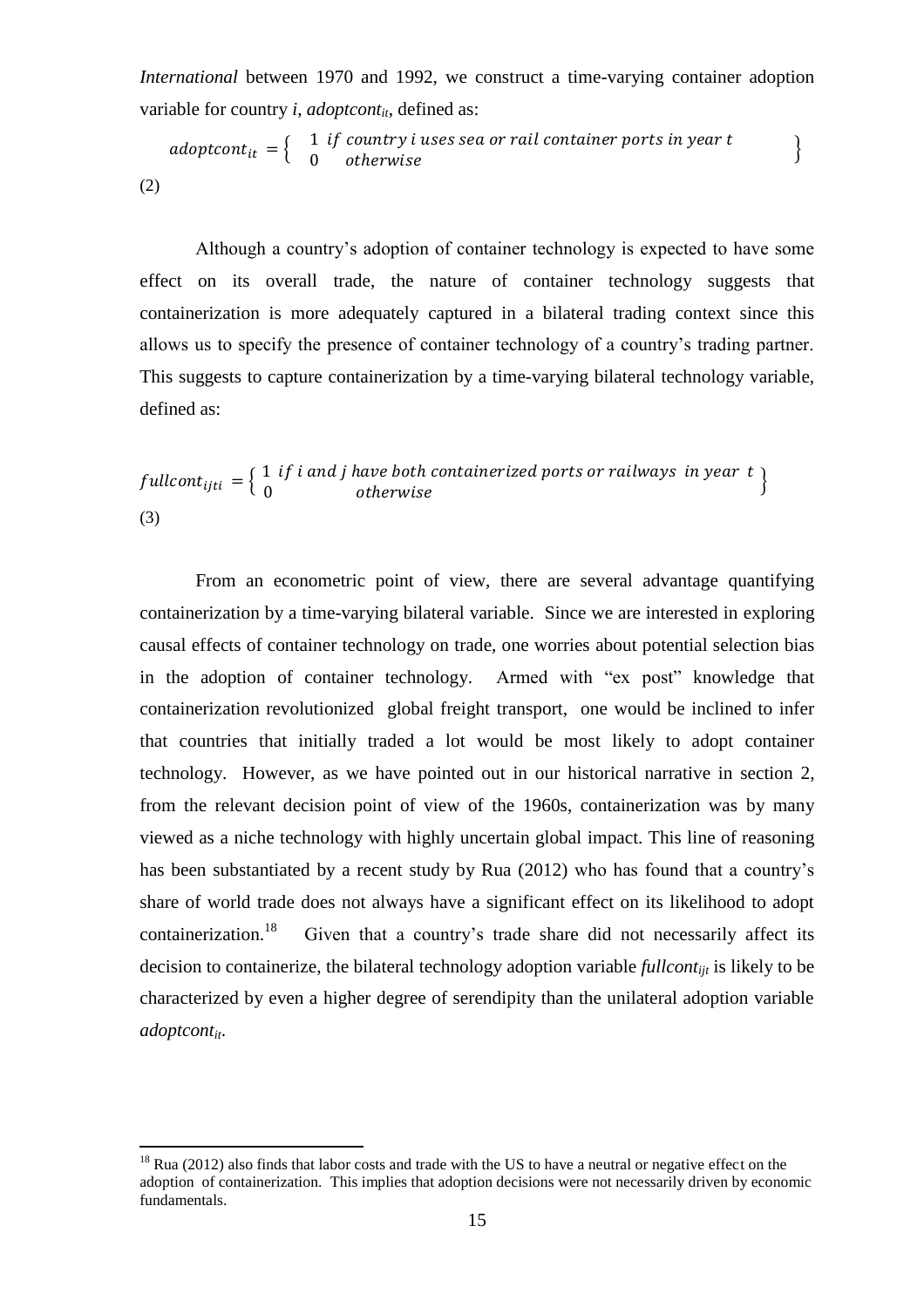*International* between 1970 and 1992, we construct a time-varying container adoption variable for country $i$, $adoptcont_{it}$, defined as:

$$adoptcont_{it} = \left\{ \begin{array}{ll} 1 & if\ country\ i\ uses\ sea\ or\ rail\ container\ ports\ in\ year\ t \\ 0 & otherwise \end{array} \right\} \quad (2)$$

Although a country's adoption of container technology is expected to have some effect on its overall trade, the nature of container technology suggests that containerization is more adequately captured in a bilateral trading context since this allows us to specify the presence of container technology of a country's trading partner. This suggests to capture containerization by a time-varying bilateral technology variable, defined as:

$$fullcont_{ijti} = \left\{ \begin{array}{ll} 1 & if\ i\ and\ j\ have\ both\ containerized\ ports\ or\ railways\ \ in\ year\ \ t \\ 0 & otherwise \end{array} \right\} \quad (3)$$

From an econometric point of view, there are several advantage quantifying containerization by a time-varying bilateral variable. Since we are interested in exploring causal effects of container technology on trade, one worries about potential selection bias in the adoption of container technology. Armed with "ex post" knowledge that containerization revolutionized global freight transport, one would be inclined to infer that countries that initially traded a lot would be most likely to adopt container technology. However, as we have pointed out in our historical narrative in section 2, from the relevant decision point of view of the 1960s, containerization was by many viewed as a niche technology with highly uncertain global impact. This line of reasoning has been substantiated by a recent study by Rua (2012) who has found that a country's share of world trade does not always have a significant effect on its likelihood to adopt containerization.[18] Given that a country's trade share did not necessarily affect its decision to containerize, the bilateral technology adoption variable $fullcont_{ijt}$ is likely to be characterized by even a higher degree of serendipity than the unilateral adoption variable $adoptcont_{it}$.

[18] Rua (2012) also finds that labor costs and trade with the US to have a neutral or negative effect on the adoption of containerization. This implies that adoption decisions were not necessarily driven by economic fundamentals.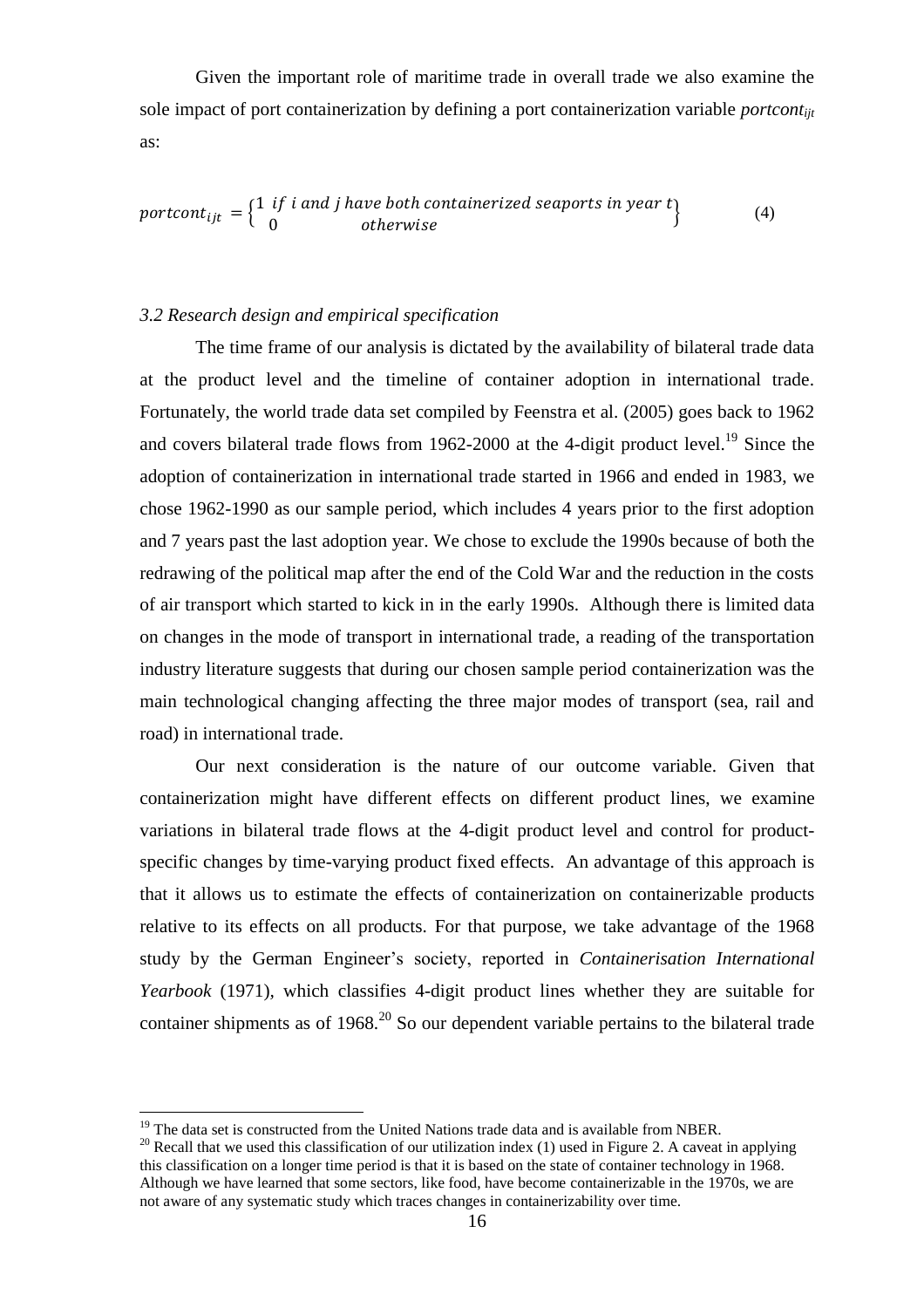Given the important role of maritime trade in overall trade we also examine the sole impact of port containerization by defining a port containerization variable $portcont_{ijt}$ as:

$$portcont_{ijt} = \begin{Bmatrix} 1 \ \text{if } i \text{ and } j \text{ have both containerized seaports in year } t \\ 0 \qquad\qquad \text{otherwise} \end{Bmatrix} \tag{4}$$

### *3.2 Research design and empirical specification*

The time frame of our analysis is dictated by the availability of bilateral trade data at the product level and the timeline of container adoption in international trade. Fortunately, the world trade data set compiled by Feenstra et al. (2005) goes back to 1962 and covers bilateral trade flows from 1962-2000 at the 4-digit product level.[19] Since the adoption of containerization in international trade started in 1966 and ended in 1983, we chose 1962-1990 as our sample period, which includes 4 years prior to the first adoption and 7 years past the last adoption year. We chose to exclude the 1990s because of both the redrawing of the political map after the end of the Cold War and the reduction in the costs of air transport which started to kick in in the early 1990s. Although there is limited data on changes in the mode of transport in international trade, a reading of the transportation industry literature suggests that during our chosen sample period containerization was the main technological changing affecting the three major modes of transport (sea, rail and road) in international trade.

Our next consideration is the nature of our outcome variable. Given that containerization might have different effects on different product lines, we examine variations in bilateral trade flows at the 4-digit product level and control for product-specific changes by time-varying product fixed effects. An advantage of this approach is that it allows us to estimate the effects of containerization on containerizable products relative to its effects on all products. For that purpose, we take advantage of the 1968 study by the German Engineer's society, reported in *Containerisation International Yearbook* (1971), which classifies 4-digit product lines whether they are suitable for container shipments as of 1968.[20] So our dependent variable pertains to the bilateral trade

[19] The data set is constructed from the United Nations trade data and is available from NBER.

[20] Recall that we used this classification of our utilization index (1) used in Figure 2. A caveat in applying this classification on a longer time period is that it is based on the state of container technology in 1968. Although we have learned that some sectors, like food, have become containerizable in the 1970s, we are not aware of any systematic study which traces changes in containerizability over time.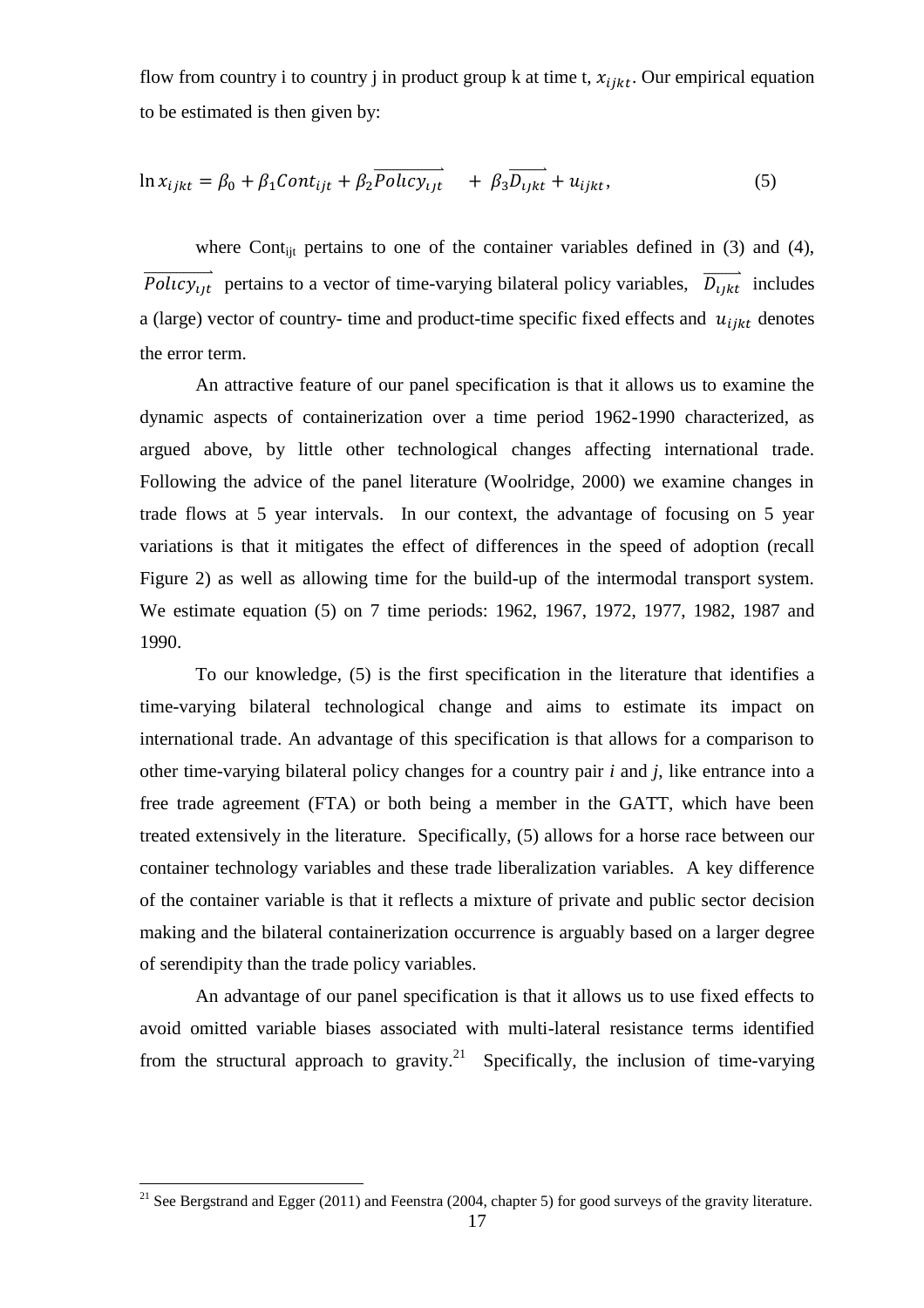flow from country i to country j in product group k at time t, $x_{ijkt}$. Our empirical equation to be estimated is then given by:

$$\ln x_{ijkt} = \beta_0 + \beta_1 Cont_{ijt} + \beta_2 \overrightarrow{Policy_{ijt}} \quad + \ \beta_3 \overrightarrow{D_{ijkt}} + u_{ijkt}, \tag{5}$$

where $\text{Cont}_{ijt}$ pertains to one of the container variables defined in (3) and (4), $\overrightarrow{Policy_{ijt}}$ pertains to a vector of time-varying bilateral policy variables, $\overrightarrow{D_{ijkt}}$ includes a (large) vector of country- time and product-time specific fixed effects and $u_{ijkt}$ denotes the error term.

An attractive feature of our panel specification is that it allows us to examine the dynamic aspects of containerization over a time period 1962-1990 characterized, as argued above, by little other technological changes affecting international trade. Following the advice of the panel literature (Woolridge, 2000) we examine changes in trade flows at 5 year intervals. In our context, the advantage of focusing on 5 year variations is that it mitigates the effect of differences in the speed of adoption (recall Figure 2) as well as allowing time for the build-up of the intermodal transport system. We estimate equation (5) on 7 time periods: 1962, 1967, 1972, 1977, 1982, 1987 and 1990.

To our knowledge, (5) is the first specification in the literature that identifies a time-varying bilateral technological change and aims to estimate its impact on international trade. An advantage of this specification is that allows for a comparison to other time-varying bilateral policy changes for a country pair *i* and *j*, like entrance into a free trade agreement (FTA) or both being a member in the GATT, which have been treated extensively in the literature. Specifically, (5) allows for a horse race between our container technology variables and these trade liberalization variables. A key difference of the container variable is that it reflects a mixture of private and public sector decision making and the bilateral containerization occurrence is arguably based on a larger degree of serendipity than the trade policy variables.

An advantage of our panel specification is that it allows us to use fixed effects to avoid omitted variable biases associated with multi-lateral resistance terms identified from the structural approach to gravity.[21] Specifically, the inclusion of time-varying

[21] See Bergstrand and Egger (2011) and Feenstra (2004, chapter 5) for good surveys of the gravity literature.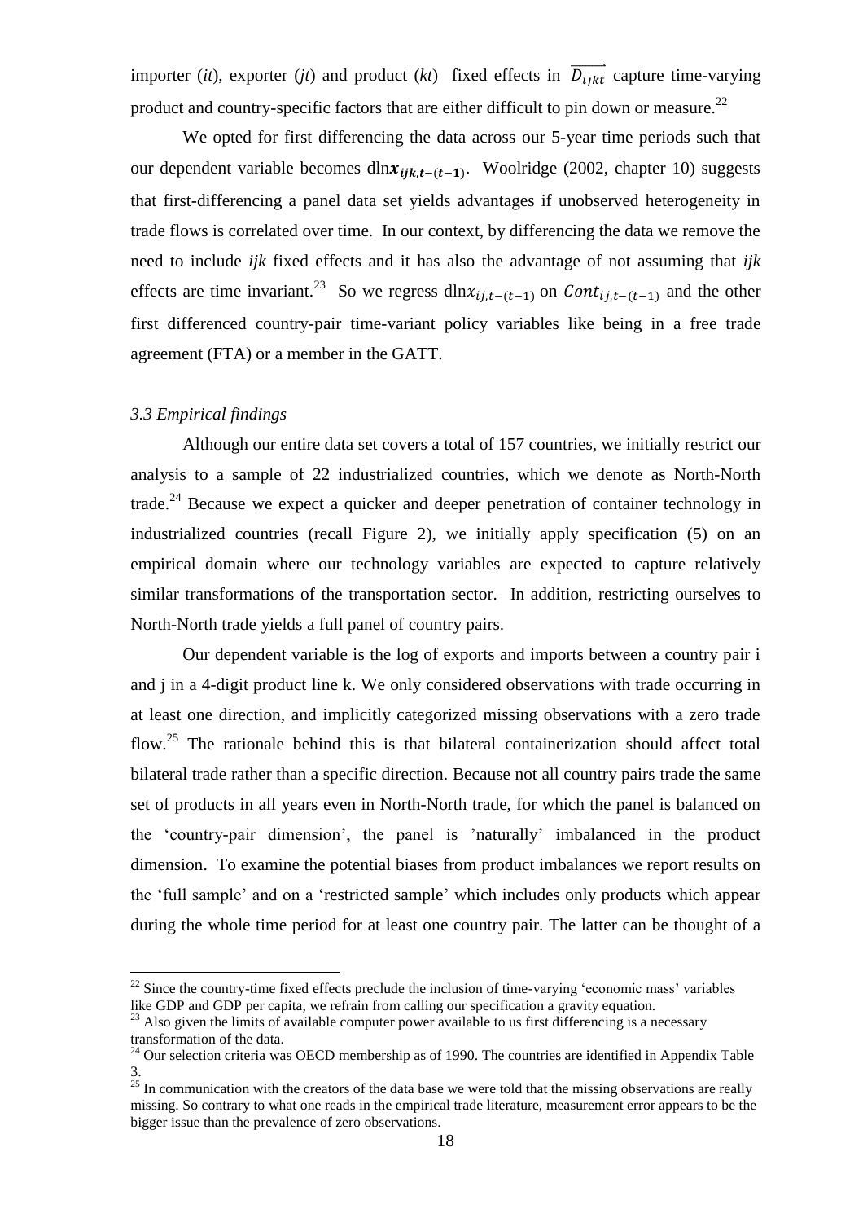importer (*it*), exporter (*jt*) and product (*kt*) fixed effects in $\overrightarrow{D_{ijkt}}$ capture time-varying product and country-specific factors that are either difficult to pin down or measure.[22]

We opted for first differencing the data across our 5-year time periods such that our dependent variable becomes $\mathrm{dln}\boldsymbol{x}_{\boldsymbol{ijk},\boldsymbol{t}-(\boldsymbol{t}-\boldsymbol{1})}$. Woolridge (2002, chapter 10) suggests that first-differencing a panel data set yields advantages if unobserved heterogeneity in trade flows is correlated over time. In our context, by differencing the data we remove the need to include *ijk* fixed effects and it has also the advantage of not assuming that *ijk* effects are time invariant.[23] So we regress $\mathrm{dln}x_{ij,t-(t-1)}$ on $Cont_{ij,t-(t-1)}$ and the other first differenced country-pair time-variant policy variables like being in a free trade agreement (FTA) or a member in the GATT.

### *3.3 Empirical findings*

Although our entire data set covers a total of 157 countries, we initially restrict our analysis to a sample of 22 industrialized countries, which we denote as North-North trade.[24] Because we expect a quicker and deeper penetration of container technology in industrialized countries (recall Figure 2), we initially apply specification (5) on an empirical domain where our technology variables are expected to capture relatively similar transformations of the transportation sector. In addition, restricting ourselves to North-North trade yields a full panel of country pairs.

Our dependent variable is the log of exports and imports between a country pair i and j in a 4-digit product line k. We only considered observations with trade occurring in at least one direction, and implicitly categorized missing observations with a zero trade flow.[25] The rationale behind this is that bilateral containerization should affect total bilateral trade rather than a specific direction. Because not all country pairs trade the same set of products in all years even in North-North trade, for which the panel is balanced on the 'country-pair dimension', the panel is 'naturally' imbalanced in the product dimension. To examine the potential biases from product imbalances we report results on the 'full sample' and on a 'restricted sample' which includes only products which appear during the whole time period for at least one country pair. The latter can be thought of a

---

[22] Since the country-time fixed effects preclude the inclusion of time-varying 'economic mass' variables like GDP and GDP per capita, we refrain from calling our specification a gravity equation.

[23] Also given the limits of available computer power available to us first differencing is a necessary transformation of the data.

[24] Our selection criteria was OECD membership as of 1990. The countries are identified in Appendix Table 3.

[25] In communication with the creators of the data base we were told that the missing observations are really missing. So contrary to what one reads in the empirical trade literature, measurement error appears to be the bigger issue than the prevalence of zero observations.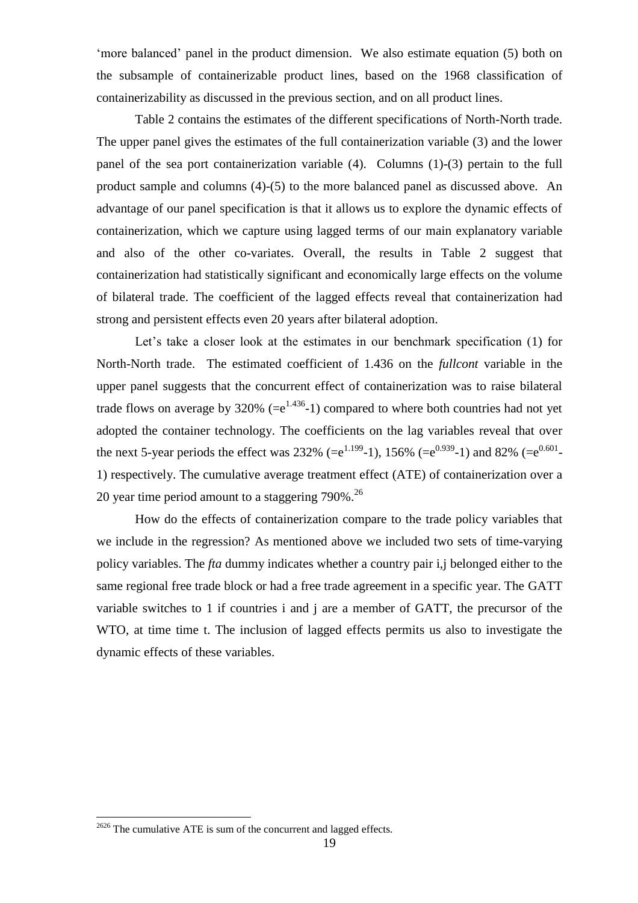'more balanced' panel in the product dimension. We also estimate equation (5) both on the subsample of containerizable product lines, based on the 1968 classification of containerizability as discussed in the previous section, and on all product lines.

Table 2 contains the estimates of the different specifications of North-North trade. The upper panel gives the estimates of the full containerization variable (3) and the lower panel of the sea port containerization variable (4). Columns (1)-(3) pertain to the full product sample and columns (4)-(5) to the more balanced panel as discussed above. An advantage of our panel specification is that it allows us to explore the dynamic effects of containerization, which we capture using lagged terms of our main explanatory variable and also of the other co-variates. Overall, the results in Table 2 suggest that containerization had statistically significant and economically large effects on the volume of bilateral trade. The coefficient of the lagged effects reveal that containerization had strong and persistent effects even 20 years after bilateral adoption.

Let's take a closer look at the estimates in our benchmark specification (1) for North-North trade. The estimated coefficient of 1.436 on the *fullcont* variable in the upper panel suggests that the concurrent effect of containerization was to raise bilateral trade flows on average by 320% ($=e^{1.436}-1$) compared to where both countries had not yet adopted the container technology. The coefficients on the lag variables reveal that over the next 5-year periods the effect was 232% ($=e^{1.199}-1$), 156% ($=e^{0.939}-1$) and 82% ($=e^{0.601}-1$) respectively. The cumulative average treatment effect (ATE) of containerization over a 20 year time period amount to a staggering 790%.[26]

How do the effects of containerization compare to the trade policy variables that we include in the regression? As mentioned above we included two sets of time-varying policy variables. The *fta* dummy indicates whether a country pair i,j belonged either to the same regional free trade block or had a free trade agreement in a specific year. The GATT variable switches to 1 if countries i and j are a member of GATT, the precursor of the WTO, at time time t. The inclusion of lagged effects permits us also to investigate the dynamic effects of these variables.

---

[2626] The cumulative ATE is sum of the concurrent and lagged effects.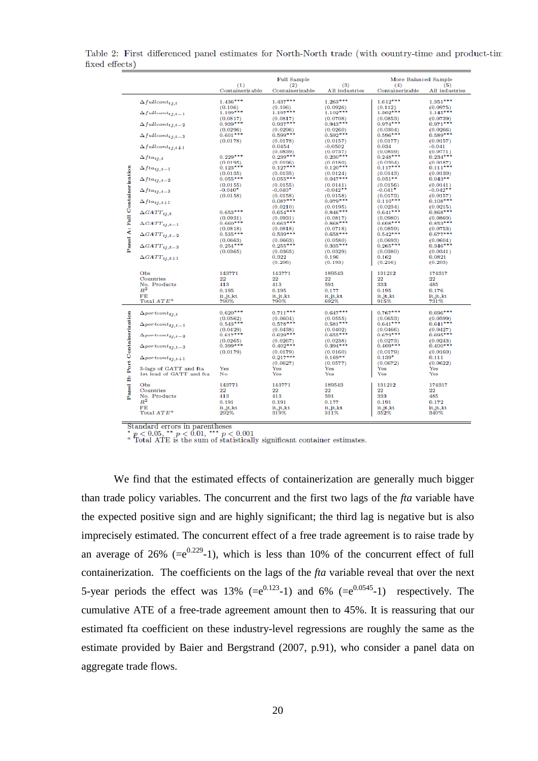Table 2: First differenced panel estimates for North-North trade (with country-time and product-time fixed effects)

| | | Full Sample | | | More Balanced Sample | |
|---|---|---|---|---|---|---|
| | (1) | (2) | (3) | | (4) | (5) |
| | Containerizable | Containerizable | All industries | | Containerizable | All industries |
| **Panel A: Full Containerization** | | | | | | |
| $\Delta fullcont_{ij,t}$ | 1.436*** | 1.437*** | 1.263*** | | 1.612*** | 1.351*** |
| | (0.106) | (0.106) | (0.0926) | | (0.112) | (0.0975) |
| $\Delta fullcont_{ij,t-1}$ | 1.199*** | 1.197*** | 1.102*** | | 1.302*** | 1.145*** |
| | (0.0817) | (0.0817) | (0.0708) | | (0.0853) | (0.0739) |
| $\Delta fullcont_{ij,t-2}$ | 0.939*** | 0.937*** | 0.943*** | | 0.974*** | 0.971*** |
| | (0.0296) | (0.0296) | (0.0260) | | (0.0304) | (0.0266) |
| $\Delta fullcont_{ij,t-3}$ | 0.601*** | 0.599*** | 0.592*** | | 0.596*** | 0.589*** |
| | (0.0178) | (0.0178) | (0.0157) | | (0.0177) | (0.0157) |
| $\Delta fullcont_{ij,t+1}$ | | 0.0454 | -0.0502 | | 0.034 | -0.041 |
| | | (0.0839) | (0.0737) | | (0.0859) | (0.0771) |
| $\Delta fta_{ij,t}$ | 0.229*** | 0.239*** | 0.230*** | | 0.248*** | 0.234*** |
| | (0.0195) | (0.0196) | (0.0180) | | (0.0204) | (0.0187) |
| $\Delta fta_{ij,t-1}$ | 0.123*** | 0.127*** | 0.120*** | | 0.117*** | 0.111*** |
| | (0.0135) | (0.0135) | (0.0124) | | (0.0143) | (0.0130) |
| $\Delta fta_{ij,t-2}$ | 0.055*** | 0.055*** | 0.047*** | | 0.051** | 0.043** |
| | (0.0155) | (0.0155) | (0.0141) | | (0.0156) | (0.0141) |
| $\Delta fta_{ij,t-3}$ | -0.040* | -0.040* | -0.042** | | -0.041* | -0.042** |
| | (0.0158) | (0.0158) | (0.0158) | | (0.0173) | (0.0157) |
| $\Delta fta_{ij,t+1}$ | | 0.087*** | 0.079*** | | 0.110*** | 0.108*** |
| | | (0.0210) | (0.0195) | | (0.0234) | (0.0215) |
| $\Delta GATT_{ij,t}$ | 0.653*** | 0.654*** | 0.846*** | | 0.641*** | 0.868*** |
| | (0.0931) | (0.0931) | (0.0817) | | (0.0980) | (0.0860) |
| $\Delta GATT_{ij,t-1}$ | 0.660*** | 0.663*** | 0.868*** | | 0.608*** | 0.853*** |
| | (0.0818) | (0.0818) | (0.0718) | | (0.0859) | (0.0753) |
| $\Delta GATT_{ij,t-2}$ | 0.535*** | 0.539*** | 0.658*** | | 0.542*** | 0.677*** |
| | (0.0663) | (0.0663) | (0.0580) | | (0.0693) | (0.0604) |
| $\Delta GATT_{ij,t-3}$ | 0.254*** | 0.255*** | 0.335*** | | 0.265*** | 0.346*** |
| | (0.0365) | (0.0365) | (0.0329) | | (0.0380) | (0.0341) |
| $\Delta GATT_{ij,t+1}$ | | 0.322 | 0.196 | | 0.162 | 0.0821 |
| | | (0.206) | (0.193) | | (0.216) | (0.203) |
| Obs | 143771 | 143771 | 189543 | | 131212 | 174317 |
| Countries | 22 | 22 | 22 | | 22 | 22 |
| No. Products | 413 | 413 | 591 | | 333 | 485 |
| $R^2$ | 0.195 | 0.195 | 0.177 | | 0.195 | 0.176 |
| FE | it,jt,kt | it,jt,kt | it,jt,kt | | it,jt,kt | it,jt,kt |
| Total $ATE^a$ | 790% | 790% | 692% | | 915% | 731% |
| **Panel B: Port Containerization** | | | | | | |
| $\Delta portcont_{ij,t}$ | 0.620*** | 0.711*** | 0.647*** | | 0.767*** | 0.696*** |
| | (0.0562) | (0.0604) | (0.0555) | | (0.0653) | (0.0599) |
| $\Delta portcont_{ij,t-1}$ | 0.543*** | 0.578*** | 0.581*** | | 0.641*** | 0.641*** |
| | (0.0429) | (0.0438) | (0.0402) | | (0.0466) | (0.0427) |
| $\Delta portcont_{ij,t-2}$ | 0.617*** | 0.620*** | 0.655*** | | 0.673*** | 0.695*** |
| | (0.0265) | (0.0267) | (0.0238) | | (0.0273) | (0.0243) |
| $\Delta portcont_{ij,t-3}$ | 0.399*** | 0.402*** | 0.394*** | | 0.409*** | 0.400*** |
| | (0.0179) | (0.0179) | (0.0160) | | (0.0179) | (0.0160) |
| $\Delta portcont_{ij,t+1}$ | | 0.217*** | 0.169** | | 0.139* | 0.111 |
| | | (0.0627) | (0.0577) | | (0.0672) | (0.0622) |
| 3-lags of GATT and fta | Yes | Yes | Yes | | Yes | Yes |
| 1st lead of GATT and fta | No | Yes | Yes | | Yes | Yes |
| Obs | 143771 | 143771 | 189543 | | 131212 | 174317 |
| Countries | 22 | 22 | 22 | | 22 | 22 |
| No. Products | 413 | 413 | 591 | | 333 | 485 |
| $R^2$ | 0.191 | 0.191 | 0.177 | | 0.191 | 0.172 |
| FE | it,jt,kt | it,jt,kt | it,jt,kt | | it,jt,kt | it,jt,kt |
| Total $ATE^a$ | 292% | 319% | 311% | | 352% | 340% |

Standard errors in parentheses

* $p < 0.05$, ** $p < 0.01$, *** $p < 0.001$

[a] Total ATE is the sum of statistically significant container estimates.

We find that the estimated effects of containerization are generally much bigger than trade policy variables. The concurrent and the first two lags of the *fta* variable have the expected positive sign and are highly significant; the third lag is negative but is also imprecisely estimated. The concurrent effect of a free trade agreement is to raise trade by an average of 26% (=$e^{0.229}$-1), which is less than 10% of the concurrent effect of full containerization. The coefficients on the lags of the *fta* variable reveal that over the next 5-year periods the effect was 13% (=$e^{0.123}$-1) and 6% (=$e^{0.0545}$-1) respectively. The cumulative ATE of a free-trade agreement amount then to 45%. It is reassuring that our estimated fta coefficient on these industry-level regressions are roughly the same as the estimate provided by Baier and Bergstrand (2007, p.91), who consider a panel data on aggregate trade flows.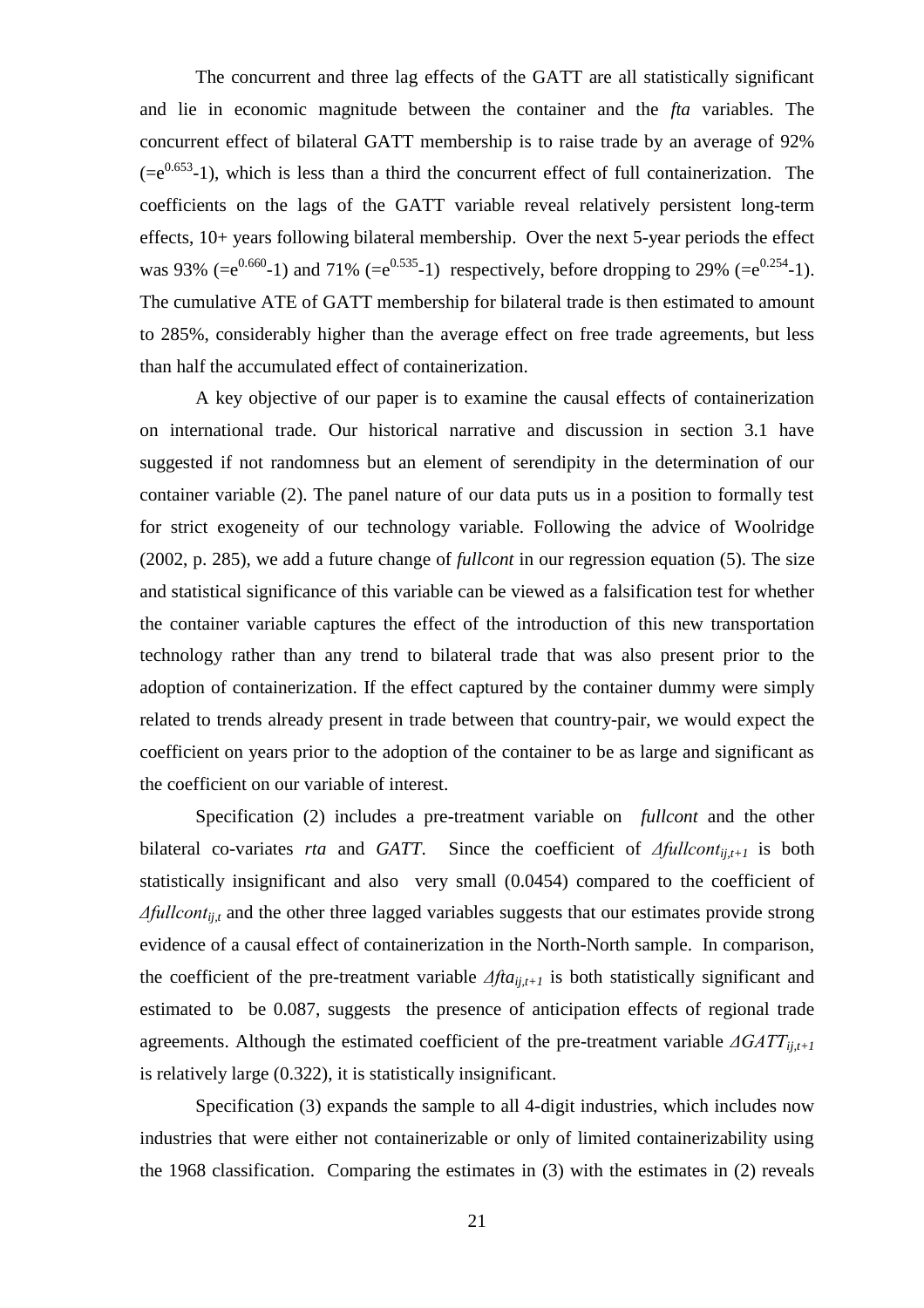The concurrent and three lag effects of the GATT are all statistically significant and lie in economic magnitude between the container and the *fta* variables. The concurrent effect of bilateral GATT membership is to raise trade by an average of 92% ($=e^{0.653}-1$), which is less than a third the concurrent effect of full containerization. The coefficients on the lags of the GATT variable reveal relatively persistent long-term effects, 10+ years following bilateral membership. Over the next 5-year periods the effect was 93% ($=e^{0.660}-1$) and 71% ($=e^{0.535}-1$) respectively, before dropping to 29% ($=e^{0.254}-1$). The cumulative ATE of GATT membership for bilateral trade is then estimated to amount to 285%, considerably higher than the average effect on free trade agreements, but less than half the accumulated effect of containerization.

A key objective of our paper is to examine the causal effects of containerization on international trade. Our historical narrative and discussion in section 3.1 have suggested if not randomness but an element of serendipity in the determination of our container variable (2). The panel nature of our data puts us in a position to formally test for strict exogeneity of our technology variable. Following the advice of Woolridge (2002, p. 285), we add a future change of *fullcont* in our regression equation (5). The size and statistical significance of this variable can be viewed as a falsification test for whether the container variable captures the effect of the introduction of this new transportation technology rather than any trend to bilateral trade that was also present prior to the adoption of containerization. If the effect captured by the container dummy were simply related to trends already present in trade between that country-pair, we would expect the coefficient on years prior to the adoption of the container to be as large and significant as the coefficient on our variable of interest.

Specification (2) includes a pre-treatment variable on *fullcont* and the other bilateral co-variates *rta* and *GATT*. Since the coefficient of $\Delta fullcont_{ij,t+1}$ is both statistically insignificant and also very small (0.0454) compared to the coefficient of $\Delta fullcont_{ij,t}$ and the other three lagged variables suggests that our estimates provide strong evidence of a causal effect of containerization in the North-North sample. In comparison, the coefficient of the pre-treatment variable $\Delta fta_{ij,t+1}$ is both statistically significant and estimated to be 0.087, suggests the presence of anticipation effects of regional trade agreements. Although the estimated coefficient of the pre-treatment variable $\Delta GATT_{ij,t+1}$ is relatively large (0.322), it is statistically insignificant.

Specification (3) expands the sample to all 4-digit industries, which includes now industries that were either not containerizable or only of limited containerizability using the 1968 classification. Comparing the estimates in (3) with the estimates in (2) reveals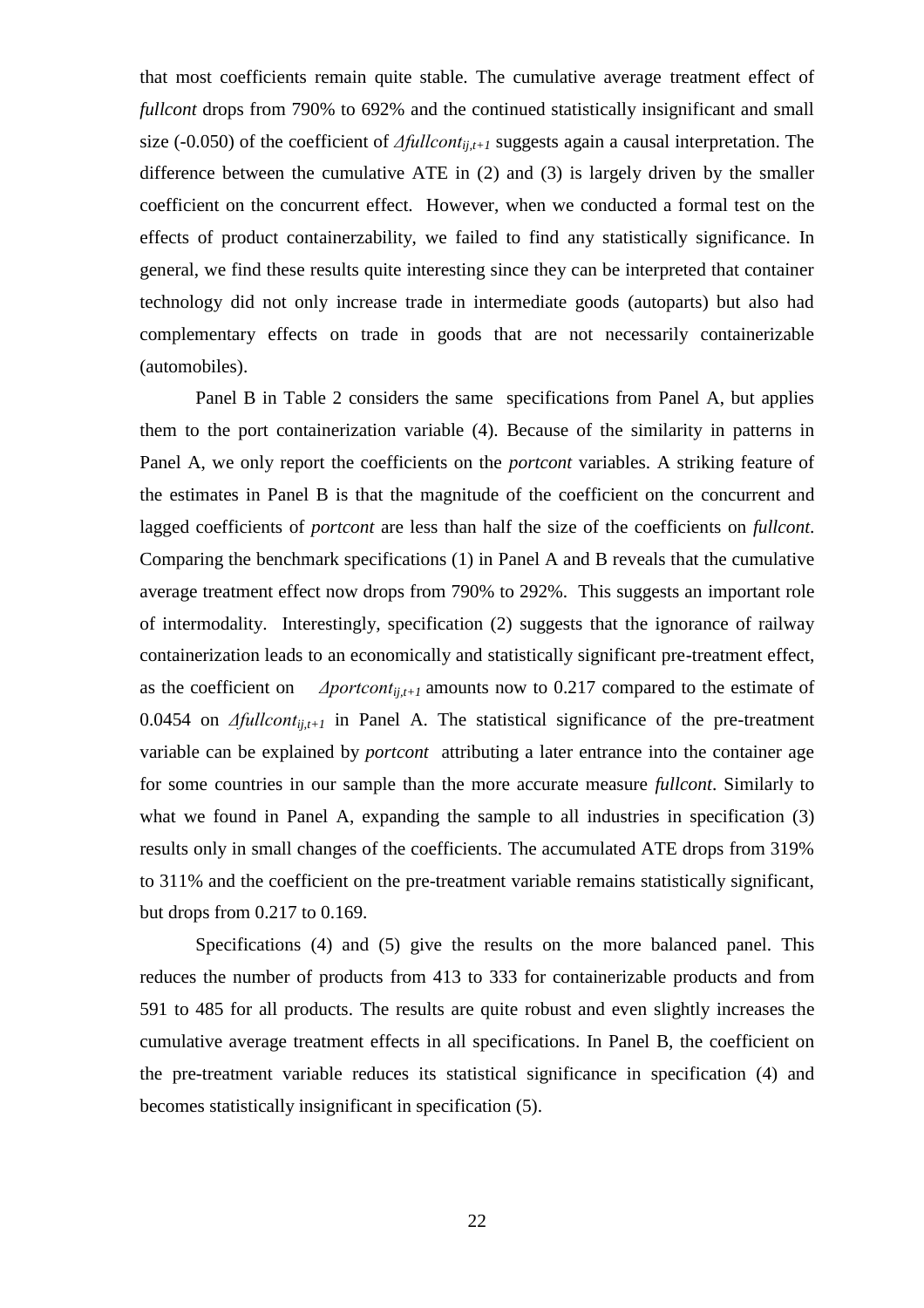that most coefficients remain quite stable. The cumulative average treatment effect of *fullcont* drops from 790% to 692% and the continued statistically insignificant and small size (-0.050) of the coefficient of $\Delta fullcont_{ij,t+1}$ suggests again a causal interpretation. The difference between the cumulative ATE in (2) and (3) is largely driven by the smaller coefficient on the concurrent effect. However, when we conducted a formal test on the effects of product containerzability, we failed to find any statistically significance. In general, we find these results quite interesting since they can be interpreted that container technology did not only increase trade in intermediate goods (autoparts) but also had complementary effects on trade in goods that are not necessarily containerizable (automobiles).

Panel B in Table 2 considers the same specifications from Panel A, but applies them to the port containerization variable (4). Because of the similarity in patterns in Panel A, we only report the coefficients on the *portcont* variables. A striking feature of the estimates in Panel B is that the magnitude of the coefficient on the concurrent and lagged coefficients of *portcont* are less than half the size of the coefficients on *fullcont*. Comparing the benchmark specifications (1) in Panel A and B reveals that the cumulative average treatment effect now drops from 790% to 292%. This suggests an important role of intermodality. Interestingly, specification (2) suggests that the ignorance of railway containerization leads to an economically and statistically significant pre-treatment effect, as the coefficient on $\Delta portcont_{ij,t+1}$ amounts now to 0.217 compared to the estimate of 0.0454 on $\Delta fullcont_{ij,t+1}$ in Panel A. The statistical significance of the pre-treatment variable can be explained by *portcont* attributing a later entrance into the container age for some countries in our sample than the more accurate measure *fullcont*. Similarly to what we found in Panel A, expanding the sample to all industries in specification (3) results only in small changes of the coefficients. The accumulated ATE drops from 319% to 311% and the coefficient on the pre-treatment variable remains statistically significant, but drops from 0.217 to 0.169.

Specifications (4) and (5) give the results on the more balanced panel. This reduces the number of products from 413 to 333 for containerizable products and from 591 to 485 for all products. The results are quite robust and even slightly increases the cumulative average treatment effects in all specifications. In Panel B, the coefficient on the pre-treatment variable reduces its statistical significance in specification (4) and becomes statistically insignificant in specification (5).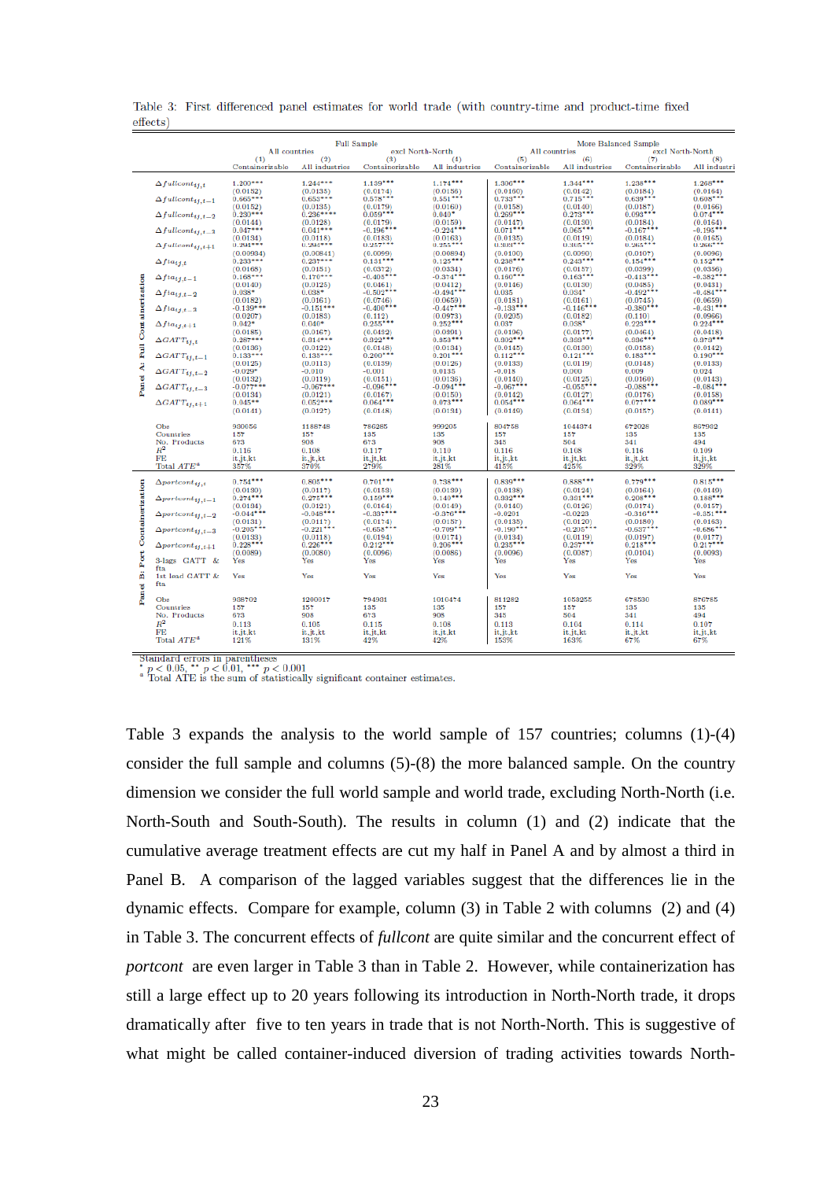Table 3: First differenced panel estimates for world trade (with country-time and product-time fixed effects)

| | Full Sample | | | | More Balanced Sample | | | |
|---|---|---|---|---|---|---|---|---|
| | All countries | | excl North-North | | All countries | | excl North-North | |
| | (1) | (2) | (3) | (4) | (5) | (6) | (7) | (8) |
| | Containerizable | All industries | Containerizable | All industries | Containerizable | All industries | Containerizable | All industri |
| **Panel A: Full Containerization** | | | | | | | | |
| $\Delta fullcont_{ij,t}$ | 1.200*** | 1.244*** | 1.139*** | 1.174*** | 1.306*** | 1.344*** | 1.238*** | 1.268*** |
| | (0.0152) | (0.0135) | (0.0174) | (0.0156) | (0.0160) | (0.0142) | (0.0184) | (0.0164) |
| $\Delta fullcont_{ij,t-1}$ | 0.665*** | 0.653*** | 0.578*** | 0.551*** | 0.733*** | 0.715*** | 0.639*** | 0.608*** |
| | (0.0152) | (0.0135) | (0.0179) | (0.0160) | (0.0158) | (0.0140) | (0.0187) | (0.0166) |
| $\Delta fullcont_{ij,t-2}$ | 0.280*** | 0.236**** | 0.059** | 0.040* | 0.299*** | 0.273*** | 0.098*** | 0.074*** |
| | (0.0144) | (0.0128) | (0.0179) | (0.0159) | (0.0147) | (0.0130) | (0.0184) | (0.0164) |
| $\Delta fullcont_{ij,t-3}$ | 0.047*** | 0.041*** | -0.196*** | -0.224*** | 0.071*** | 0.065*** | -0.167*** | -0.195*** |
| | (0.0134) | (0.0118) | (0.0183) | (0.0163) | (0.0135) | (0.0119) | (0.0184) | (0.0165) |
| $\Delta fullcont_{ij,t+1}$ | 0.294*** | 0.294*** | 0.257*** | 0.255*** | 0.303*** | 0.305*** | 0.265*** | 0.266*** |
| | (0.00934) | (0.00841) | (0.0099) | (0.00894) | (0.0100) | (0.0090) | (0.0107) | (0.0096) |
| $\Delta fta_{ij,t}$ | 0.233*** | 0.237*** | 0.131*** | 0.125*** | 0.238*** | 0.243*** | 0.154*** | 0.152*** |
| | (0.0168) | (0.0151) | (0.0372) | (0.0334) | (0.0176) | (0.0157) | (0.0399) | (0.0356) |
| $\Delta fta_{ij,t-1}$ | 0.168*** | 0.170*** | -0.405*** | -0.374*** | 0.160*** | 0.163*** | -0.413*** | -0.382*** |
| | (0.0140) | (0.0125) | (0.0461) | (0.0412) | (0.0146) | (0.0130) | (0.0483) | (0.0431) |
| $\Delta fta_{ij,t-2}$ | 0.038* | 0.038* | -0.502*** | -0.494*** | 0.035 | 0.034* | -0.492*** | -0.484*** |
| | (0.0182) | (0.0161) | (0.0746) | (0.0659) | (0.0181) | (0.0161) | (0.0745) | (0.0659) |
| $\Delta fta_{ij,t-3}$ | -0.139*** | -0.151*** | -0.400*** | -0.447*** | -0.133*** | -0.146*** | -0.380*** | -0.431*** |
| | (0.0207) | (0.0183) | (0.112) | (0.0973) | (0.0205) | (0.0182) | (0.110) | (0.0966) |
| $\Delta fta_{ij,t+1}$ | 0.042* | 0.040* | 0.255*** | 0.252*** | 0.037 | 0.038* | 0.223*** | 0.224*** |
| | (0.0185) | (0.0167) | (0.0482) | (0.0401) | (0.0196) | (0.0177) | (0.0464) | (0.0418) |
| $\Delta GATT_{ij,t}$ | 0.287*** | 0.314*** | 0.322*** | 0.353*** | 0.332*** | 0.369*** | 0.336*** | 0.373*** |
| | (0.0136) | (0.0122) | (0.0148) | (0.0134) | (0.0145) | (0.0130) | (0.0158) | (0.0142) |
| $\Delta GATT_{ij,t-1}$ | 0.133*** | 0.138*** | 0.200*** | 0.201*** | 0.112*** | 0.121*** | 0.183*** | 0.190*** |
| | (0.0125) | (0.0113) | (0.0139) | (0.0125) | (0.0133) | (0.0119) | (0.0148) | (0.0133) |
| $\Delta GATT_{ij,t-2}$ | -0.029* | -0.010 | -0.001 | 0.0135 | -0.018 | 0.000 | 0.009 | 0.024 |
| | (0.0132) | (0.0119) | (0.0151) | (0.0136) | (0.0140) | (0.0125) | (0.0160) | (0.0143) |
| $\Delta GATT_{ij,t-3}$ | -0.077*** | -0.067*** | -0.096*** | -0.094*** | -0.067*** | -0.055*** | -0.088*** | -0.084*** |
| | (0.0134) | (0.0121) | (0.0167) | (0.0150) | (0.0142) | (0.0127) | (0.0176) | (0.0158) |
| $\Delta GATT_{ij,t+1}$ | 0.045** | 0.052*** | 0.064*** | 0.073*** | 0.054*** | 0.064*** | 0.077*** | 0.089*** |
| | (0.0141) | (0.0127) | (0.0148) | (0.0134) | (0.0149) | (0.0134) | (0.0157) | (0.0141) |
| Obs | 930056 | 1188748 | 786285 | 999205 | 804758 | 1044374 | 672026 | 867982 |
| Countries | 157 | 157 | 135 | 135 | 157 | 157 | 135 | 135 |
| No. Products | 673 | 908 | 673 | 908 | 345 | 504 | 341 | 494 |
| $R^2$ | 0.116 | 0.108 | 0.117 | 0.110 | 0.116 | 0.108 | 0.116 | 0.109 |
| FE | it,jt,kt | it,jt,kt | it,jt,kt | it,jt,kt | it,jt,kt | it,jt,kt | it,jt,kt | it,jt,kt |
| Total $ATE^a$ | 357% | 370% | 279% | 281% | 415% | 425% | 329% | 329% |
| **Panel B: Port Containerization** | | | | | | | | |
| $\Delta portcont_{ij,t}$ | 0.754*** | 0.805*** | 0.701*** | 0.738*** | 0.839*** | 0.888*** | 0.779*** | 0.815*** |
| | (0.0130) | (0.0117) | (0.0153) | (0.0139) | (0.0138) | (0.0124) | (0.0164) | (0.0149) |
| $\Delta portcont_{ij,t-1}$ | 0.274*** | 0.275*** | 0.159*** | 0.140*** | 0.332*** | 0.331*** | 0.208*** | 0.188*** |
| | (0.0134) | (0.0121) | (0.0165) | (0.0149) | (0.0140) | (0.0126) | (0.0174) | (0.0157) |
| $\Delta portcont_{ij,t-2}$ | -0.044*** | -0.048*** | -0.337*** | -0.376*** | -0.0201 | -0.0223 | -0.316*** | -0.351*** |
| | (0.0131) | (0.0117) | (0.0174) | (0.0157) | (0.0135) | (0.0120) | (0.0180) | (0.0163) |
| $\Delta portcont_{ij,t-3}$ | -0.205*** | -0.221*** | -0.658*** | -0.709*** | -0.190*** | -0.205*** | -0.637*** | -0.686*** |
| | (0.0133) | (0.0118) | (0.0194) | (0.0174) | (0.0134) | (0.0119) | (0.0197) | (0.0177) |
| $\Delta portcont_{ij,t+1}$ | 0.228*** | 0.226*** | 0.212*** | 0.206*** | 0.235*** | 0.237*** | 0.218*** | 0.217*** |
| | (0.0089) | (0.0080) | (0.0096) | (0.0086) | (0.0096) | (0.0087) | (0.0104) | (0.0093) |
| 3-lags GATT & fta | Yes | Yes | Yes | Yes | Yes | Yes | Yes | Yes |
| 1st lead GATT & fta | Yes | Yes | Yes | Yes | Yes | Yes | Yes | Yes |
| Obs | 938702 | 1200017 | 794981 | 1010474 | 811282 | 1053255 | 678530 | 876785 |
| Countries | 157 | 157 | 135 | 135 | 157 | 157 | 135 | 135 |
| No. Products | 673 | 908 | 673 | 908 | 345 | 504 | 341 | 494 |
| $R^2$ | 0.113 | 0.105 | 0.115 | 0.108 | 0.113 | 0.104 | 0.114 | 0.107 |
| FE | it,jt,kt | it,jt,kt | it,jt,kt | it,jt,kt | it,jt,kt | it,jt,kt | it,jt,kt | it,jt,kt |
| Total $ATE^a$ | 121% | 131% | 42% | 42% | 153% | 163% | 67% | 67% |

Standard errors in parentheses
\* $p < 0.05$, \*\* $p < 0.01$, \*\*\* $p < 0.001$
[a] Total ATE is the sum of statistically significant container estimates.

Table 3 expands the analysis to the world sample of 157 countries; columns (1)-(4) consider the full sample and columns (5)-(8) the more balanced sample. On the country dimension we consider the full world sample and world trade, excluding North-North (i.e. North-South and South-South). The results in column (1) and (2) indicate that the cumulative average treatment effects are cut my half in Panel A and by almost a third in Panel B. A comparison of the lagged variables suggest that the differences lie in the dynamic effects. Compare for example, column (3) in Table 2 with columns (2) and (4) in Table 3. The concurrent effects of *fullcont* are quite similar and the concurrent effect of *portcont* are even larger in Table 3 than in Table 2. However, while containerization has still a large effect up to 20 years following its introduction in North-North trade, it drops dramatically after five to ten years in trade that is not North-North. This is suggestive of what might be called container-induced diversion of trading activities towards North-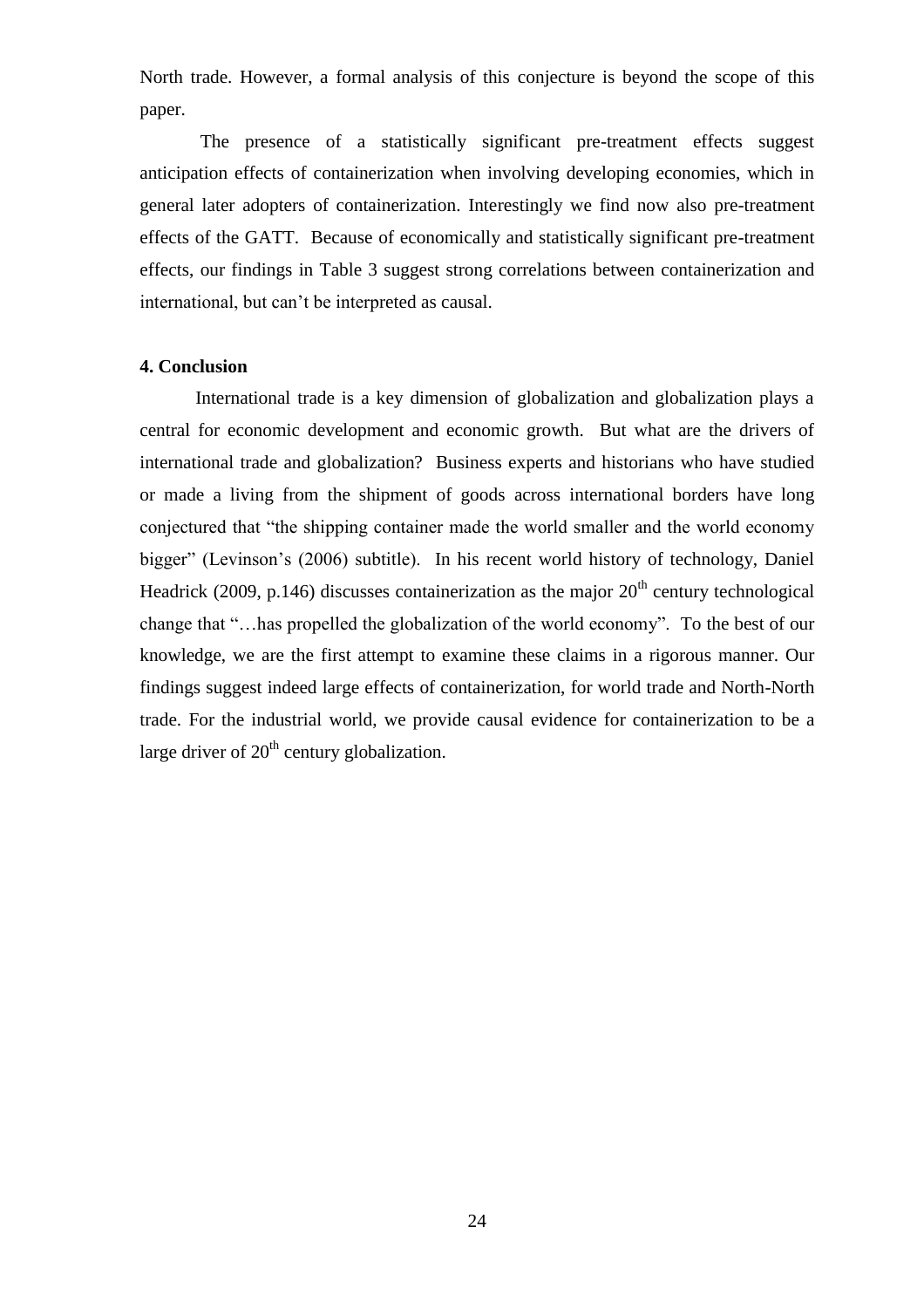North trade. However, a formal analysis of this conjecture is beyond the scope of this paper.

The presence of a statistically significant pre-treatment effects suggest anticipation effects of containerization when involving developing economies, which in general later adopters of containerization. Interestingly we find now also pre-treatment effects of the GATT. Because of economically and statistically significant pre-treatment effects, our findings in Table 3 suggest strong correlations between containerization and international, but can't be interpreted as causal.

## 4. Conclusion

International trade is a key dimension of globalization and globalization plays a central for economic development and economic growth. But what are the drivers of international trade and globalization? Business experts and historians who have studied or made a living from the shipment of goods across international borders have long conjectured that "the shipping container made the world smaller and the world economy bigger" (Levinson's (2006) subtitle). In his recent world history of technology, Daniel Headrick (2009, p.146) discusses containerization as the major 20th century technological change that "…has propelled the globalization of the world economy". To the best of our knowledge, we are the first attempt to examine these claims in a rigorous manner. Our findings suggest indeed large effects of containerization, for world trade and North-North trade. For the industrial world, we provide causal evidence for containerization to be a large driver of 20th century globalization.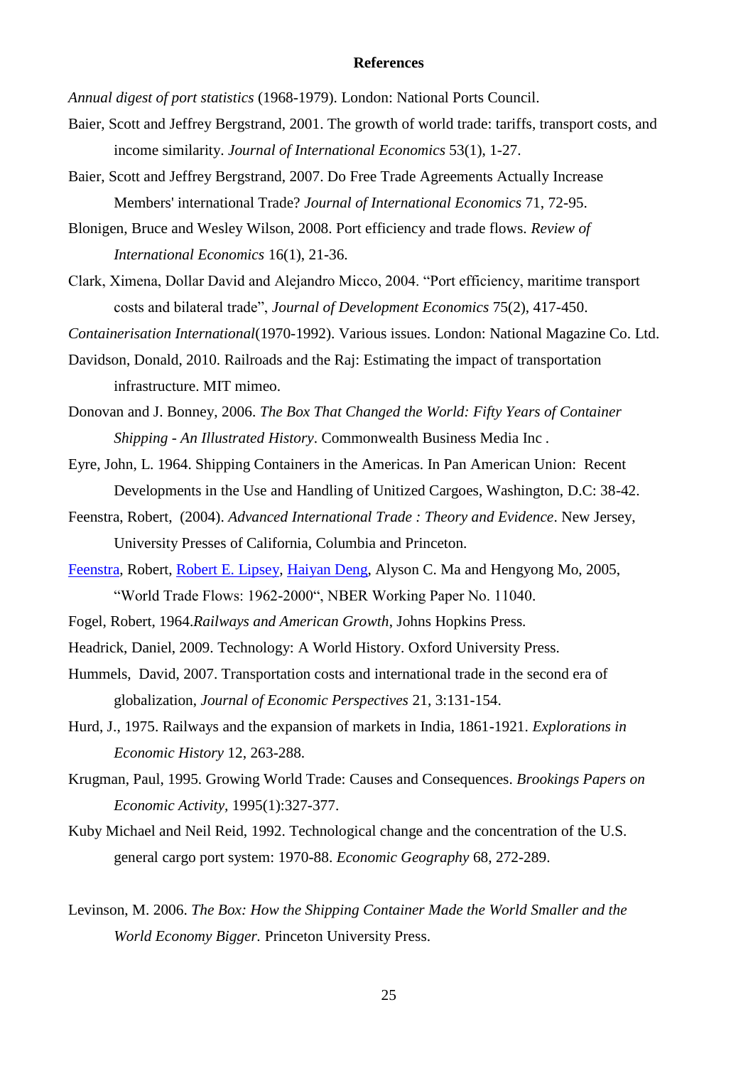**References**

*Annual digest of port statistics* (1968-1979). London: National Ports Council.

Baier, Scott and Jeffrey Bergstrand, 2001. The growth of world trade: tariffs, transport costs, and income similarity. *Journal of International Economics* 53(1), 1-27.

Baier, Scott and Jeffrey Bergstrand, 2007. Do Free Trade Agreements Actually Increase Members' international Trade? *Journal of International Economics* 71, 72-95.

Blonigen, Bruce and Wesley Wilson, 2008. Port efficiency and trade flows. *Review of International Economics* 16(1), 21-36.

Clark, Ximena, Dollar David and Alejandro Micco, 2004. "Port efficiency, maritime transport costs and bilateral trade", *Journal of Development Economics* 75(2), 417-450.

*Containerisation International*(1970-1992). Various issues. London: National Magazine Co. Ltd.

Davidson, Donald, 2010. Railroads and the Raj: Estimating the impact of transportation infrastructure. MIT mimeo.

Donovan and J. Bonney, 2006. *The Box That Changed the World: Fifty Years of Container Shipping - An Illustrated History*. Commonwealth Business Media Inc .

Eyre, John, L. 1964. Shipping Containers in the Americas. In Pan American Union: Recent Developments in the Use and Handling of Unitized Cargoes, Washington, D.C: 38-42.

Feenstra, Robert, (2004). *Advanced International Trade : Theory and Evidence*. New Jersey, University Presses of California, Columbia and Princeton.

Feenstra, Robert, Robert E. Lipsey, Haiyan Deng, Alyson C. Ma and Hengyong Mo, 2005, "World Trade Flows: 1962-2000", NBER Working Paper No. 11040.

Fogel, Robert, 1964.*Railways and American Growth*, Johns Hopkins Press.

Headrick, Daniel, 2009. Technology: A World History. Oxford University Press.

Hummels, David, 2007. Transportation costs and international trade in the second era of globalization, *Journal of Economic Perspectives* 21, 3:131-154.

Hurd, J., 1975. Railways and the expansion of markets in India, 1861-1921. *Explorations in Economic History* 12, 263-288.

Krugman, Paul, 1995. Growing World Trade: Causes and Consequences. *Brookings Papers on Economic Activity*, 1995(1):327-377.

Kuby Michael and Neil Reid, 1992. Technological change and the concentration of the U.S. general cargo port system: 1970-88. *Economic Geography* 68, 272-289.

Levinson, M. 2006. *The Box: How the Shipping Container Made the World Smaller and the World Economy Bigger.* Princeton University Press.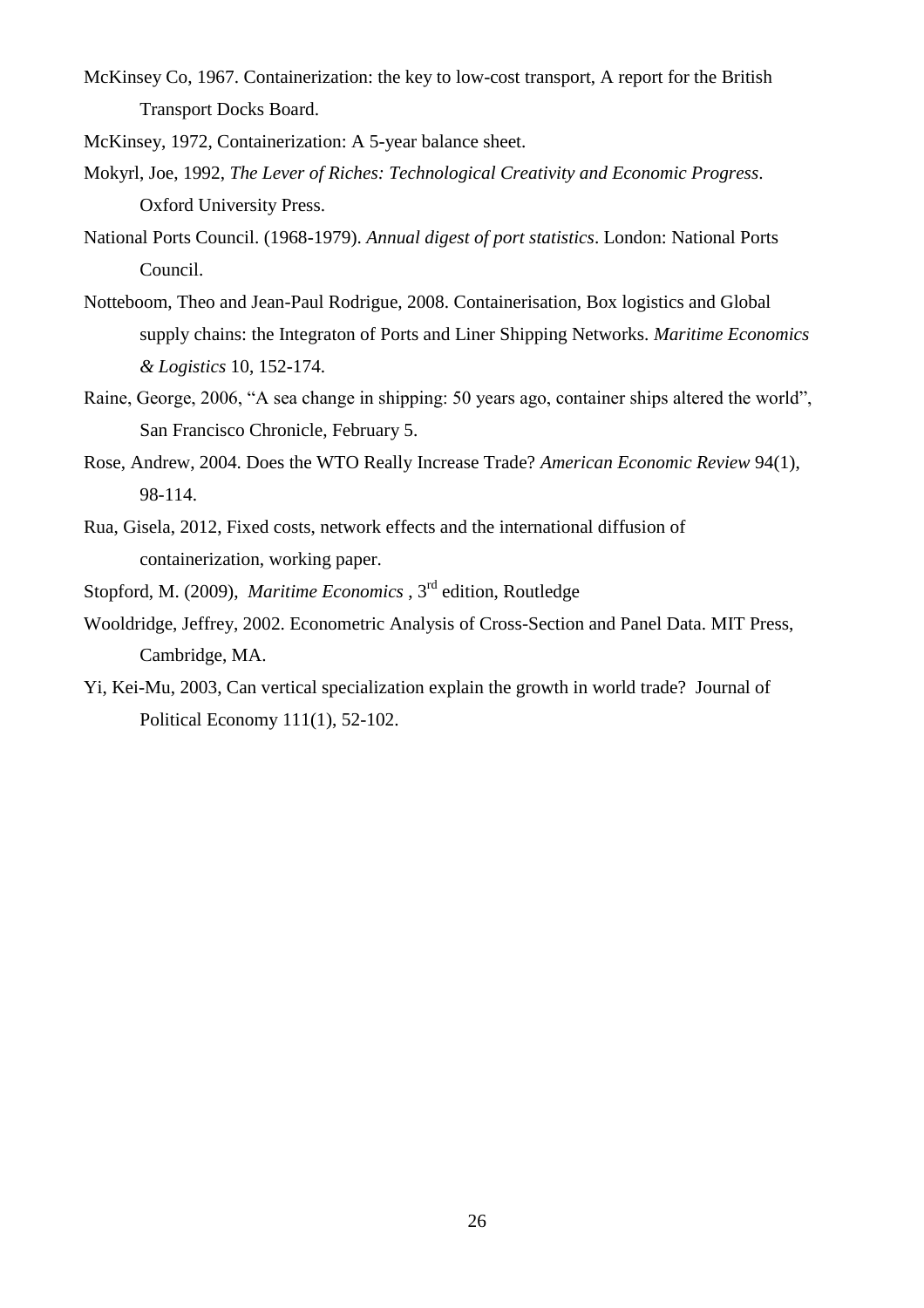McKinsey Co, 1967. Containerization: the key to low-cost transport, A report for the British Transport Docks Board.

McKinsey, 1972, Containerization: A 5-year balance sheet.

Mokyrl, Joe, 1992, *The Lever of Riches: Technological Creativity and Economic Progress*. Oxford University Press.

National Ports Council. (1968-1979). *Annual digest of port statistics*. London: National Ports Council.

Notteboom, Theo and Jean-Paul Rodrigue, 2008. Containerisation, Box logistics and Global supply chains: the Integraton of Ports and Liner Shipping Networks. *Maritime Economics & Logistics* 10, 152-174.

Raine, George, 2006, "A sea change in shipping: 50 years ago, container ships altered the world", San Francisco Chronicle, February 5.

Rose, Andrew, 2004. Does the WTO Really Increase Trade? *American Economic Review* 94(1), 98-114.

Rua, Gisela, 2012, Fixed costs, network effects and the international diffusion of containerization, working paper.

Stopford, M. (2009), *Maritime Economics* , 3rd edition, Routledge

Wooldridge, Jeffrey, 2002. Econometric Analysis of Cross-Section and Panel Data. MIT Press, Cambridge, MA.

Yi, Kei-Mu, 2003, Can vertical specialization explain the growth in world trade? Journal of Political Economy 111(1), 52-102.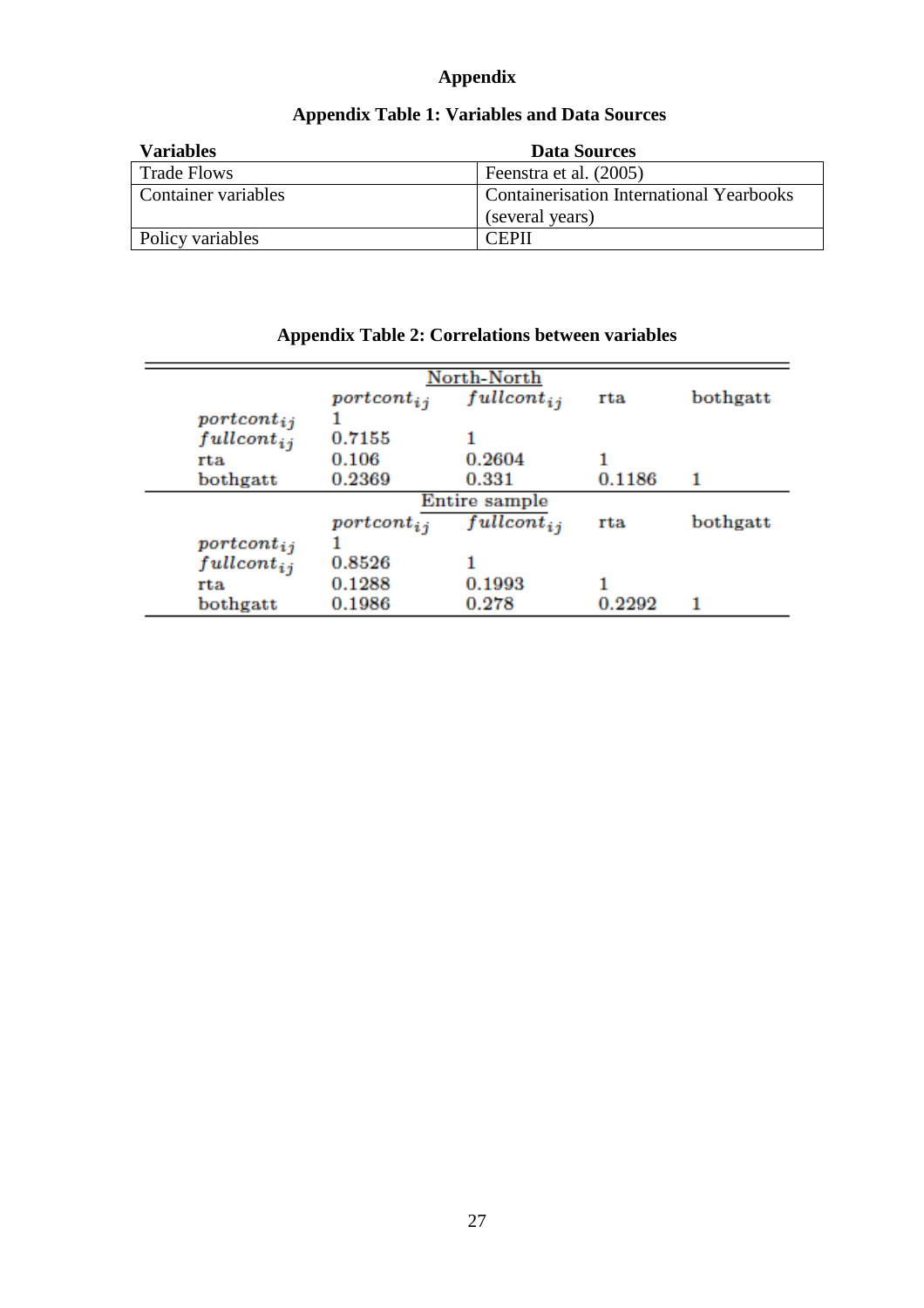# Appendix

## Appendix Table 1: Variables and Data Sources

| Variables | Data Sources |
|---|---|
| Trade Flows | Feenstra et al. (2005) |
| Container variables | Containerisation International Yearbooks (several years) |
| Policy variables | CEPII |

## Appendix Table 2: Correlations between variables

| | North-North | | | |
|---|---|---|---|---|
| | $portcont_{ij}$ | $fullcont_{ij}$ | rta | bothgatt |
| $portcont_{ij}$ | 1 | | | |
| $fullcont_{ij}$ | 0.7155 | 1 | | |
| rta | 0.106 | 0.2604 | 1 | |
| bothgatt | 0.2369 | 0.331 | 0.1186 | 1 |
| | **Entire sample** | | | |
| | $portcont_{ij}$ | $fullcont_{ij}$ | rta | bothgatt |
| $portcont_{ij}$ | 1 | | | |
| $fullcont_{ij}$ | 0.8526 | 1 | | |
| rta | 0.1288 | 0.1993 | 1 | |
| bothgatt | 0.1986 | 0.278 | 0.2292 | 1 |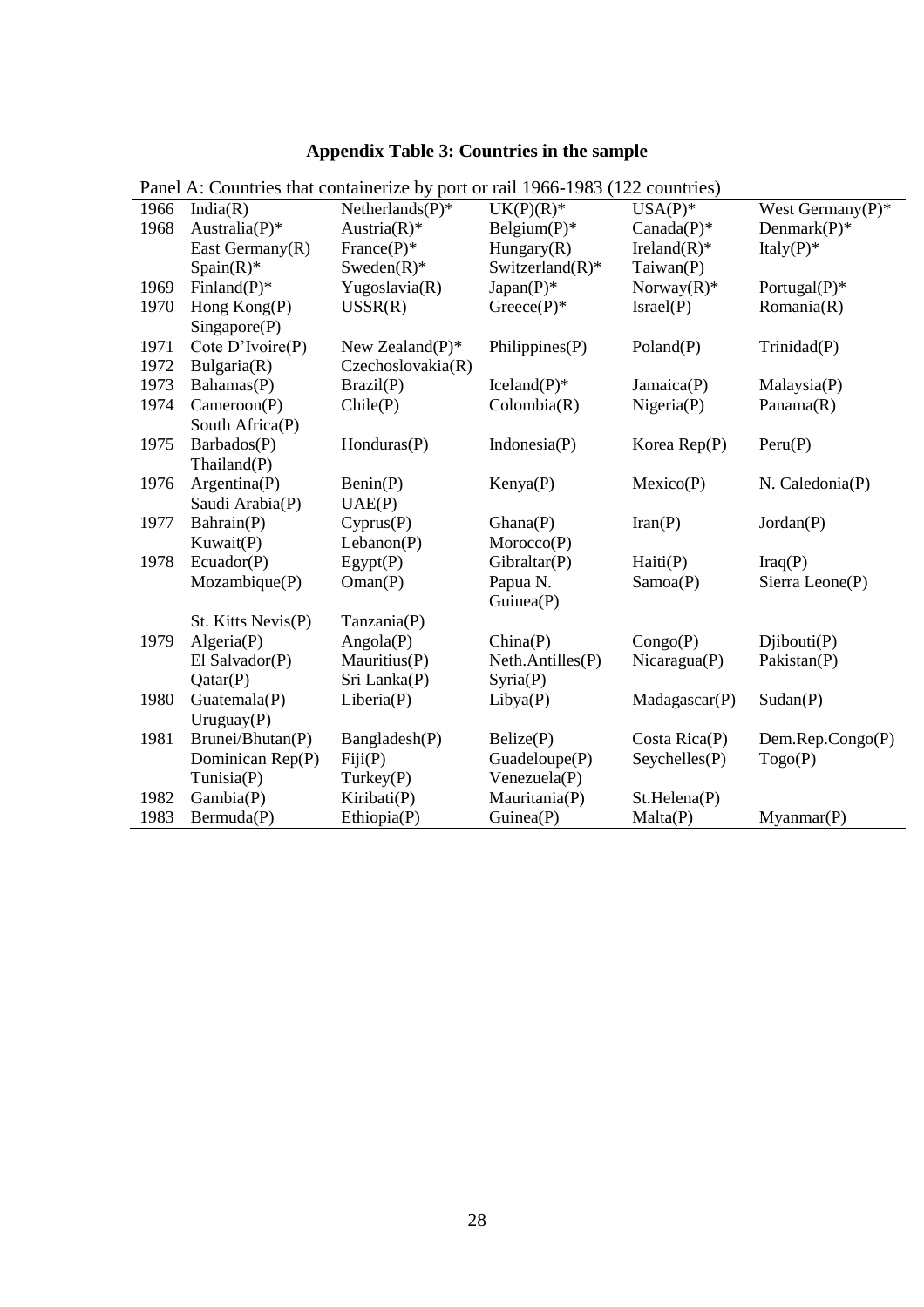## Appendix Table 3: Countries in the sample

Panel A: Countries that containerize by port or rail 1966-1983 (122 countries)

| | | | | | |
|---|---|---|---|---|---|
| 1966 | India(R) | Netherlands(P)* | UK(P)(R)* | USA(P)* | West Germany(P)* |
| 1968 | Australia(P)* | Austria(R)* | Belgium(P)* | Canada(P)* | Denmark(P)* |
| | East Germany(R) | France(P)* | Hungary(R) | Ireland(R)* | Italy(P)* |
| | Spain(R)* | Sweden(R)* | Switzerland(R)* | Taiwan(P) | |
| 1969 | Finland(P)* | Yugoslavia(R) | Japan(P)* | Norway(R)* | Portugal(P)* |
| 1970 | Hong Kong(P) | USSR(R) | Greece(P)* | Israel(P) | Romania(R) |
| | Singapore(P) | | | | |
| 1971 | Cote D'Ivoire(P) | New Zealand(P)* | Philippines(P) | Poland(P) | Trinidad(P) |
| 1972 | Bulgaria(R) | Czechoslovakia(R) | | | |
| 1973 | Bahamas(P) | Brazil(P) | Iceland(P)* | Jamaica(P) | Malaysia(P) |
| 1974 | Cameroon(P) | Chile(P) | Colombia(R) | Nigeria(P) | Panama(R) |
| | South Africa(P) | | | | |
| 1975 | Barbados(P) | Honduras(P) | Indonesia(P) | Korea Rep(P) | Peru(P) |
| | Thailand(P) | | | | |
| 1976 | Argentina(P) | Benin(P) | Kenya(P) | Mexico(P) | N. Caledonia(P) |
| | Saudi Arabia(P) | UAE(P) | | | |
| 1977 | Bahrain(P) | Cyprus(P) | Ghana(P) | Iran(P) | Jordan(P) |
| | Kuwait(P) | Lebanon(P) | Morocco(P) | | |
| 1978 | Ecuador(P) | Egypt(P) | Gibraltar(P) | Haiti(P) | Iraq(P) |
| | Mozambique(P) | Oman(P) | Papua N. Guinea(P) | Samoa(P) | Sierra Leone(P) |
| | St. Kitts Nevis(P) | Tanzania(P) | | | |
| 1979 | Algeria(P) | Angola(P) | China(P) | Congo(P) | Djibouti(P) |
| | El Salvador(P) | Mauritius(P) | Neth.Antilles(P) | Nicaragua(P) | Pakistan(P) |
| | Qatar(P) | Sri Lanka(P) | Syria(P) | | |
| 1980 | Guatemala(P) | Liberia(P) | Libya(P) | Madagascar(P) | Sudan(P) |
| | Uruguay(P) | | | | |
| 1981 | Brunei/Bhutan(P) | Bangladesh(P) | Belize(P) | Costa Rica(P) | Dem.Rep.Congo(P) |
| | Dominican Rep(P) | Fiji(P) | Guadeloupe(P) | Seychelles(P) | Togo(P) |
| | Tunisia(P) | Turkey(P) | Venezuela(P) | | |
| 1982 | Gambia(P) | Kiribati(P) | Mauritania(P) | St.Helena(P) | |
| 1983 | Bermuda(P) | Ethiopia(P) | Guinea(P) | Malta(P) | Myanmar(P) |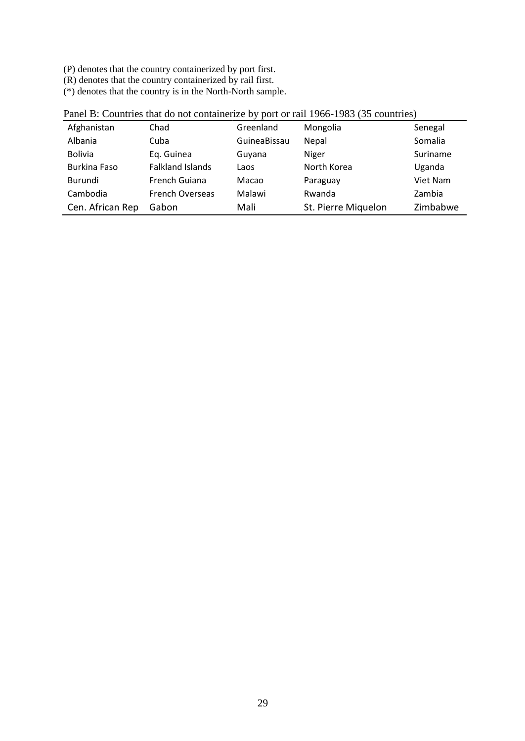(P) denotes that the country containerized by port first.
(R) denotes that the country containerized by rail first.
(*) denotes that the country is in the North-North sample.

Panel B: Countries that do not containerize by port or rail 1966-1983 (35 countries)

| | | | | |
|---|---|---|---|---|
| Afghanistan | Chad | Greenland | Mongolia | Senegal |
| Albania | Cuba | GuineaBissau | Nepal | Somalia |
| Bolivia | Eq. Guinea | Guyana | Niger | Suriname |
| Burkina Faso | Falkland Islands | Laos | North Korea | Uganda |
| Burundi | French Guiana | Macao | Paraguay | Viet Nam |
| Cambodia | French Overseas | Malawi | Rwanda | Zambia |
| Cen. African Rep | Gabon | Mali | St. Pierre Miquelon | Zimbabwe |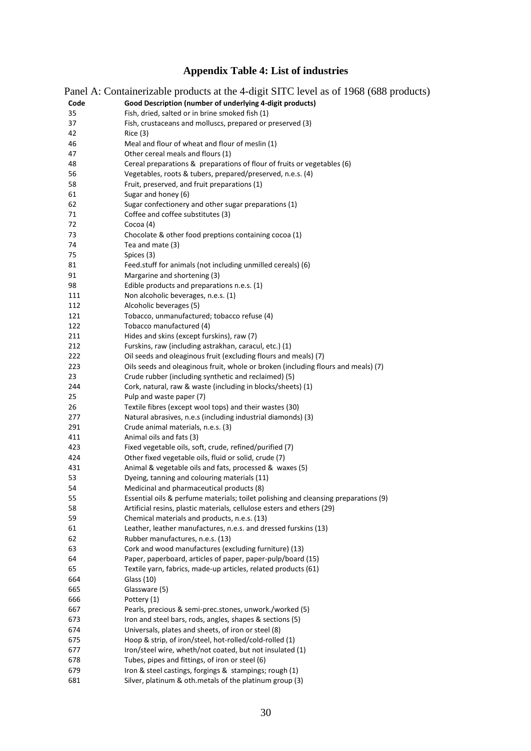# Appendix Table 4: List of industries

Panel A: Containerizable products at the 4-digit SITC level as of 1968 (688 products)

| Code | Good Description (number of underlying 4-digit products) |
|---|---|
| 35 | Fish, dried, salted or in brine smoked fish (1) |
| 37 | Fish, crustaceans and molluscs, prepared or preserved (3) |
| 42 | Rice (3) |
| 46 | Meal and flour of wheat and flour of meslin (1) |
| 47 | Other cereal meals and flours (1) |
| 48 | Cereal preparations & preparations of flour of fruits or vegetables (6) |
| 56 | Vegetables, roots & tubers, prepared/preserved, n.e.s. (4) |
| 58 | Fruit, preserved, and fruit preparations (1) |
| 61 | Sugar and honey (6) |
| 62 | Sugar confectionery and other sugar preparations (1) |
| 71 | Coffee and coffee substitutes (3) |
| 72 | Cocoa (4) |
| 73 | Chocolate & other food preptions containing cocoa (1) |
| 74 | Tea and mate (3) |
| 75 | Spices (3) |
| 81 | Feed.stuff for animals (not including unmilled cereals) (6) |
| 91 | Margarine and shortening (3) |
| 98 | Edible products and preparations n.e.s. (1) |
| 111 | Non alcoholic beverages, n.e.s. (1) |
| 112 | Alcoholic beverages (5) |
| 121 | Tobacco, unmanufactured; tobacco refuse (4) |
| 122 | Tobacco manufactured (4) |
| 211 | Hides and skins (except furskins), raw (7) |
| 212 | Furskins, raw (including astrakhan, caracul, etc.) (1) |
| 222 | Oil seeds and oleaginous fruit (excluding flours and meals) (7) |
| 223 | Oils seeds and oleaginous fruit, whole or broken (including flours and meals) (7) |
| 23 | Crude rubber (including synthetic and reclaimed) (5) |
| 244 | Cork, natural, raw & waste (including in blocks/sheets) (1) |
| 25 | Pulp and waste paper (7) |
| 26 | Textile fibres (except wool tops) and their wastes (30) |
| 277 | Natural abrasives, n.e.s (including industrial diamonds) (3) |
| 291 | Crude animal materials, n.e.s. (3) |
| 411 | Animal oils and fats (3) |
| 423 | Fixed vegetable oils, soft, crude, refined/purified (7) |
| 424 | Other fixed vegetable oils, fluid or solid, crude (7) |
| 431 | Animal & vegetable oils and fats, processed & waxes (5) |
| 53 | Dyeing, tanning and colouring materials (11) |
| 54 | Medicinal and pharmaceutical products (8) |
| 55 | Essential oils & perfume materials; toilet polishing and cleansing preparations (9) |
| 58 | Artificial resins, plastic materials, cellulose esters and ethers (29) |
| 59 | Chemical materials and products, n.e.s. (13) |
| 61 | Leather, leather manufactures, n.e.s. and dressed furskins (13) |
| 62 | Rubber manufactures, n.e.s. (13) |
| 63 | Cork and wood manufactures (excluding furniture) (13) |
| 64 | Paper, paperboard, articles of paper, paper-pulp/board (15) |
| 65 | Textile yarn, fabrics, made-up articles, related products (61) |
| 664 | Glass (10) |
| 665 | Glassware (5) |
| 666 | Pottery (1) |
| 667 | Pearls, precious & semi-prec.stones, unwork./worked (5) |
| 673 | Iron and steel bars, rods, angles, shapes & sections (5) |
| 674 | Universals, plates and sheets, of iron or steel (8) |
| 675 | Hoop & strip, of iron/steel, hot-rolled/cold-rolled (1) |
| 677 | Iron/steel wire, wheth/not coated, but not insulated (1) |
| 678 | Tubes, pipes and fittings, of iron or steel (6) |
| 679 | Iron & steel castings, forgings & stampings; rough (1) |
| 681 | Silver, platinum & oth.metals of the platinum group (3) |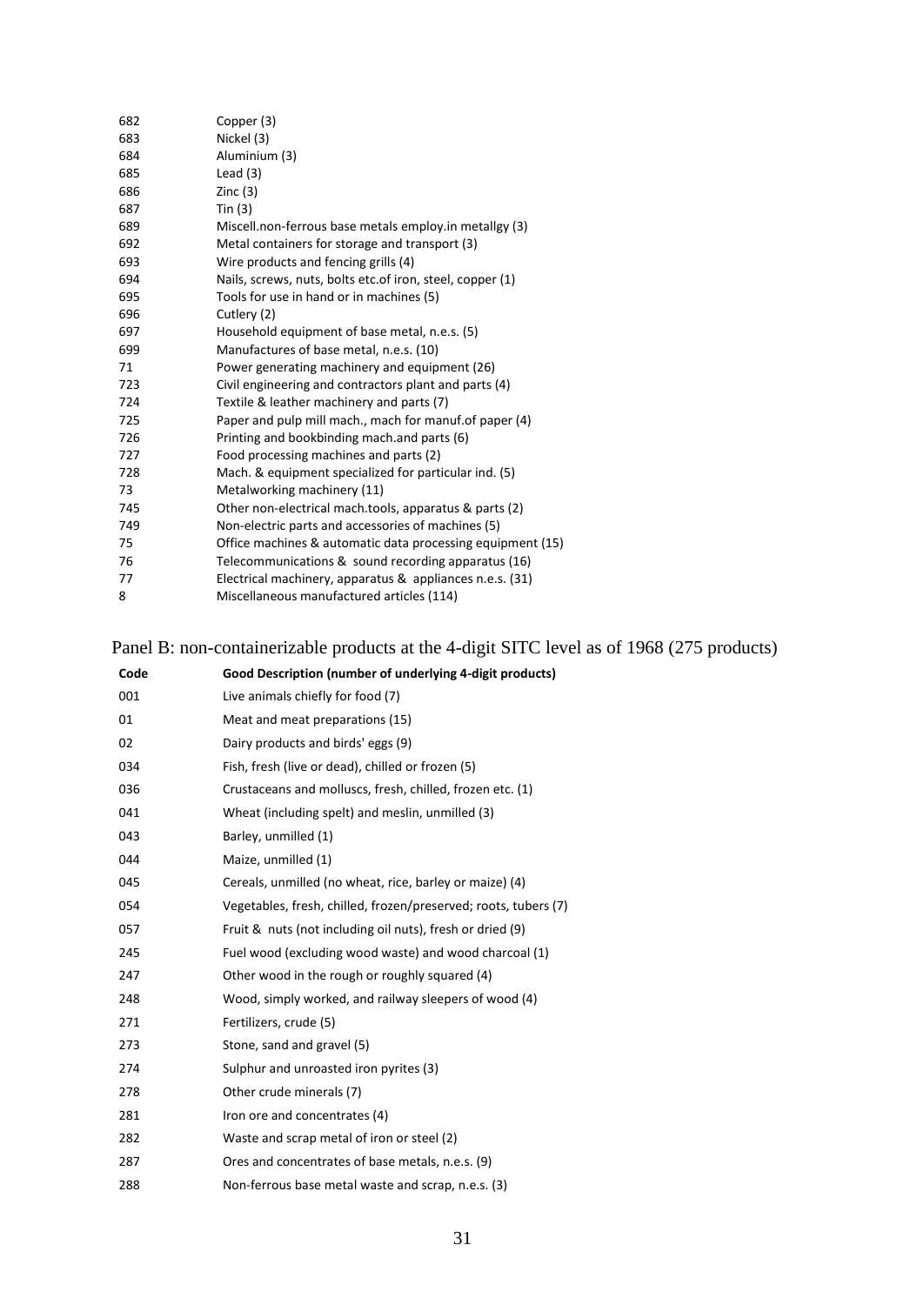| | |
|---|---|
| 682 | Copper (3) |
| 683 | Nickel (3) |
| 684 | Aluminium (3) |
| 685 | Lead (3) |
| 686 | Zinc (3) |
| 687 | Tin (3) |
| 689 | Miscell.non-ferrous base metals employ.in metallgy (3) |
| 692 | Metal containers for storage and transport (3) |
| 693 | Wire products and fencing grills (4) |
| 694 | Nails, screws, nuts, bolts etc.of iron, steel, copper (1) |
| 695 | Tools for use in hand or in machines (5) |
| 696 | Cutlery (2) |
| 697 | Household equipment of base metal, n.e.s. (5) |
| 699 | Manufactures of base metal, n.e.s. (10) |
| 71 | Power generating machinery and equipment (26) |
| 723 | Civil engineering and contractors plant and parts (4) |
| 724 | Textile & leather machinery and parts (7) |
| 725 | Paper and pulp mill mach., mach for manuf.of paper (4) |
| 726 | Printing and bookbinding mach.and parts (6) |
| 727 | Food processing machines and parts (2) |
| 728 | Mach. & equipment specialized for particular ind. (5) |
| 73 | Metalworking machinery (11) |
| 745 | Other non-electrical mach.tools, apparatus & parts (2) |
| 749 | Non-electric parts and accessories of machines (5) |
| 75 | Office machines & automatic data processing equipment (15) |
| 76 | Telecommunications & sound recording apparatus (16) |
| 77 | Electrical machinery, apparatus & appliances n.e.s. (31) |
| 8 | Miscellaneous manufactured articles (114) |

Panel B: non-containerizable products at the 4-digit SITC level as of 1968 (275 products)

| Code | Good Description (number of underlying 4-digit products) |
|---|---|
| 001 | Live animals chiefly for food (7) |
| 01 | Meat and meat preparations (15) |
| 02 | Dairy products and birds' eggs (9) |
| 034 | Fish, fresh (live or dead), chilled or frozen (5) |
| 036 | Crustaceans and molluscs, fresh, chilled, frozen etc. (1) |
| 041 | Wheat (including spelt) and meslin, unmilled (3) |
| 043 | Barley, unmilled (1) |
| 044 | Maize, unmilled (1) |
| 045 | Cereals, unmilled (no wheat, rice, barley or maize) (4) |
| 054 | Vegetables, fresh, chilled, frozen/preserved; roots, tubers (7) |
| 057 | Fruit & nuts (not including oil nuts), fresh or dried (9) |
| 245 | Fuel wood (excluding wood waste) and wood charcoal (1) |
| 247 | Other wood in the rough or roughly squared (4) |
| 248 | Wood, simply worked, and railway sleepers of wood (4) |
| 271 | Fertilizers, crude (5) |
| 273 | Stone, sand and gravel (5) |
| 274 | Sulphur and unroasted iron pyrites (3) |
| 278 | Other crude minerals (7) |
| 281 | Iron ore and concentrates (4) |
| 282 | Waste and scrap metal of iron or steel (2) |
| 287 | Ores and concentrates of base metals, n.e.s. (9) |
| 288 | Non-ferrous base metal waste and scrap, n.e.s. (3) |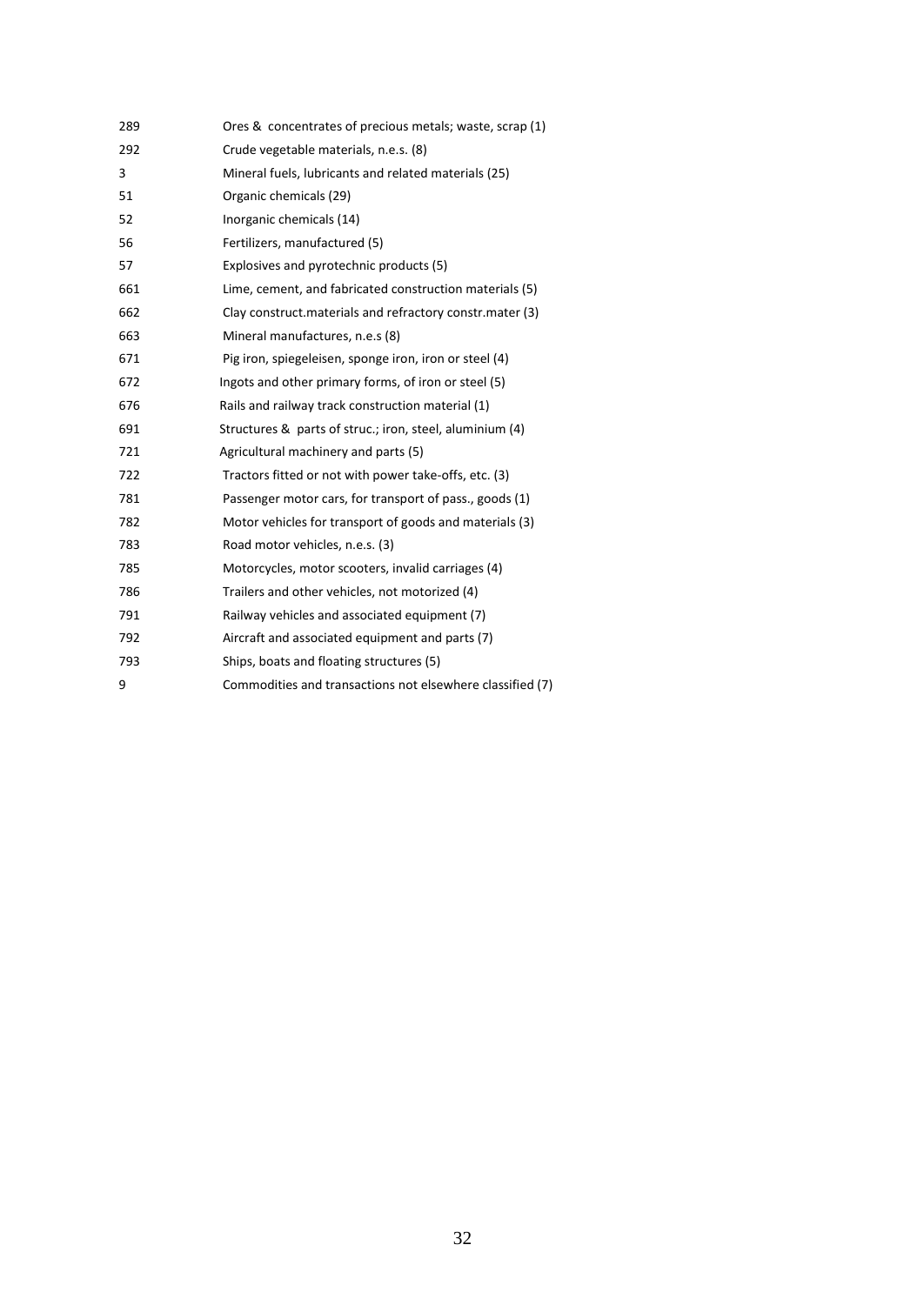| | |
|---|---|
| 289 | Ores & concentrates of precious metals; waste, scrap (1) |
| 292 | Crude vegetable materials, n.e.s. (8) |
| 3 | Mineral fuels, lubricants and related materials (25) |
| 51 | Organic chemicals (29) |
| 52 | Inorganic chemicals (14) |
| 56 | Fertilizers, manufactured (5) |
| 57 | Explosives and pyrotechnic products (5) |
| 661 | Lime, cement, and fabricated construction materials (5) |
| 662 | Clay construct.materials and refractory constr.mater (3) |
| 663 | Mineral manufactures, n.e.s (8) |
| 671 | Pig iron, spiegeleisen, sponge iron, iron or steel (4) |
| 672 | Ingots and other primary forms, of iron or steel (5) |
| 676 | Rails and railway track construction material (1) |
| 691 | Structures & parts of struc.; iron, steel, aluminium (4) |
| 721 | Agricultural machinery and parts (5) |
| 722 | Tractors fitted or not with power take-offs, etc. (3) |
| 781 | Passenger motor cars, for transport of pass., goods (1) |
| 782 | Motor vehicles for transport of goods and materials (3) |
| 783 | Road motor vehicles, n.e.s. (3) |
| 785 | Motorcycles, motor scooters, invalid carriages (4) |
| 786 | Trailers and other vehicles, not motorized (4) |
| 791 | Railway vehicles and associated equipment (7) |
| 792 | Aircraft and associated equipment and parts (7) |
| 793 | Ships, boats and floating structures (5) |
| 9 | Commodities and transactions not elsewhere classified (7) |